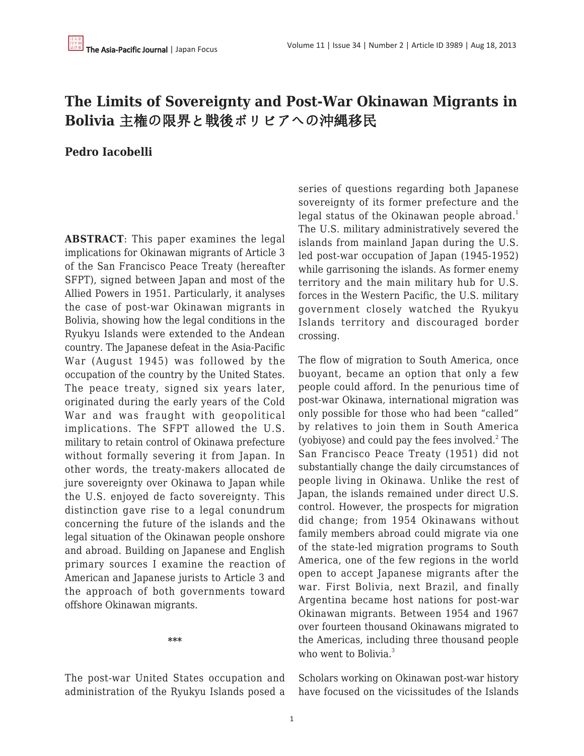# The Limits of Sovereignty and Post-War Okinawan Migrants in Bolivia 主権の限界と戦後ボリビアへの沖縄移民

**Pedro Iacobelli**

**ABSTRACT**: This paper examines the legal implications for Okinawan migrants of Article 3 of the San Francisco Peace Treaty (hereafter SFPT), signed between Japan and most of the Allied Powers in 1951. Particularly, it analyses the case of post-war Okinawan migrants in Bolivia, showing how the legal conditions in the Ryukyu Islands were extended to the Andean country. The Japanese defeat in the Asia-Pacific War (August 1945) was followed by the occupation of the country by the United States. The peace treaty, signed six years later, originated during the early years of the Cold War and was fraught with geopolitical implications. The SFPT allowed the U.S. military to retain control of Okinawa prefecture without formally severing it from Japan. In other words, the treaty-makers allocated de jure sovereignty over Okinawa to Japan while the U.S. enjoyed de facto sovereignty. This distinction gave rise to a legal conundrum concerning the future of the islands and the legal situation of the Okinawan people onshore and abroad. Building on Japanese and English primary sources I examine the reaction of American and Japanese jurists to Article 3 and the approach of both governments toward offshore Okinawan migrants.

***

The post-war United States occupation and administration of the Ryukyu Islands posed a series of questions regarding both Japanese sovereignty of its former prefecture and the legal status of the Okinawan people abroad.[1] The U.S. military administratively severed the islands from mainland Japan during the U.S. led post-war occupation of Japan (1945-1952) while garrisoning the islands. As former enemy territory and the main military hub for U.S. forces in the Western Pacific, the U.S. military government closely watched the Ryukyu Islands territory and discouraged border crossing.

The flow of migration to South America, once buoyant, became an option that only a few people could afford. In the penurious time of post-war Okinawa, international migration was only possible for those who had been "called" by relatives to join them in South America (yobiyose) and could pay the fees involved.[2] The San Francisco Peace Treaty (1951) did not substantially change the daily circumstances of people living in Okinawa. Unlike the rest of Japan, the islands remained under direct U.S. control. However, the prospects for migration did change; from 1954 Okinawans without family members abroad could migrate via one of the state-led migration programs to South America, one of the few regions in the world open to accept Japanese migrants after the war. First Bolivia, next Brazil, and finally Argentina became host nations for post-war Okinawan migrants. Between 1954 and 1967 over fourteen thousand Okinawans migrated to the Americas, including three thousand people who went to Bolivia.[3]

Scholars working on Okinawan post-war history have focused on the vicissitudes of the Islands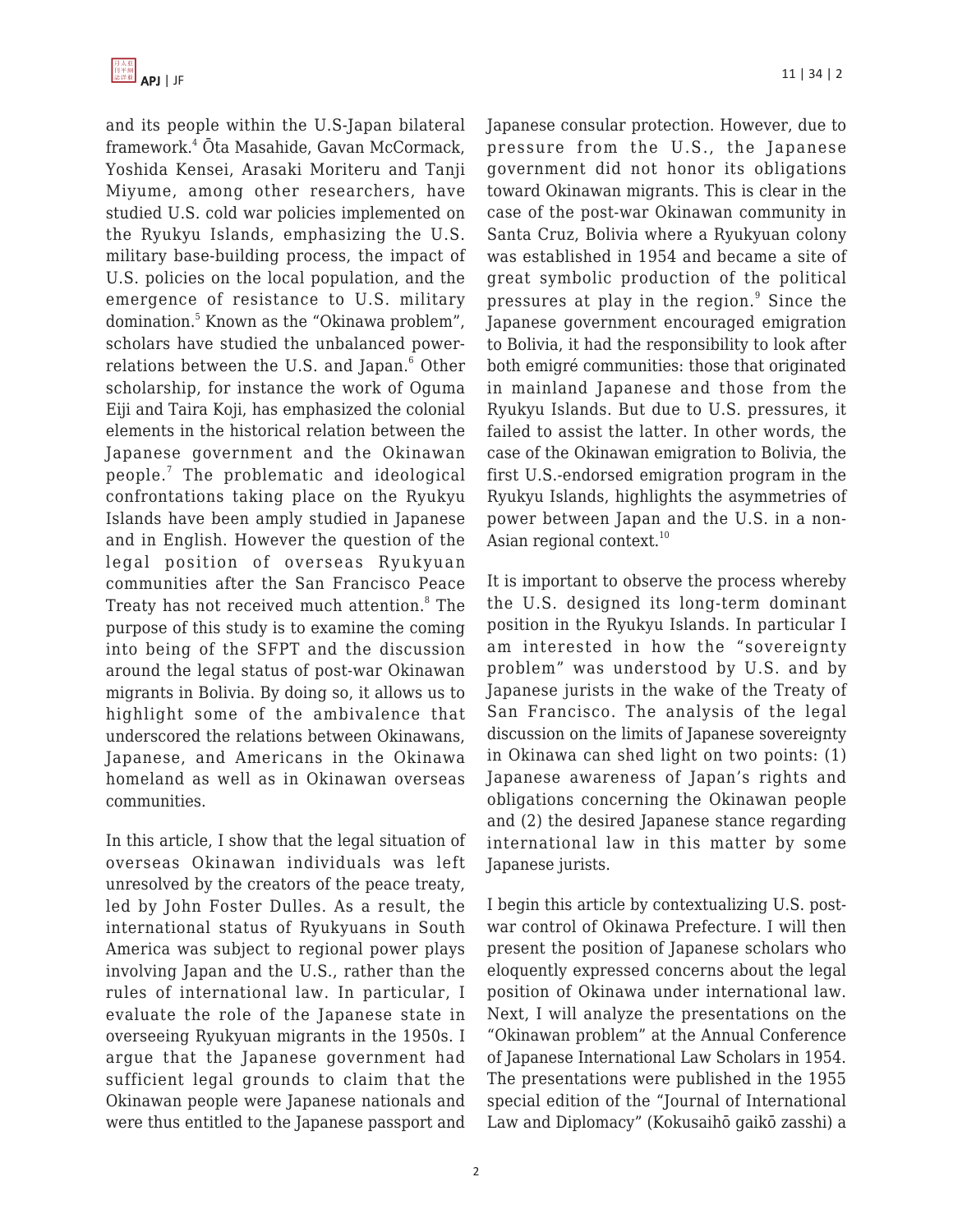and its people within the U.S-Japan bilateral framework.[4] Ōta Masahide, Gavan McCormack, Yoshida Kensei, Arasaki Moriteru and Tanji Miyume, among other researchers, have studied U.S. cold war policies implemented on the Ryukyu Islands, emphasizing the U.S. military base-building process, the impact of U.S. policies on the local population, and the emergence of resistance to U.S. military domination.[5] Known as the "Okinawa problem", scholars have studied the unbalanced power-relations between the U.S. and Japan.[6] Other scholarship, for instance the work of Oguma Eiji and Taira Koji, has emphasized the colonial elements in the historical relation between the Japanese government and the Okinawan people.[7] The problematic and ideological confrontations taking place on the Ryukyu Islands have been amply studied in Japanese and in English. However the question of the legal position of overseas Ryukyuan communities after the San Francisco Peace Treaty has not received much attention.[8] The purpose of this study is to examine the coming into being of the SFPT and the discussion around the legal status of post-war Okinawan migrants in Bolivia. By doing so, it allows us to highlight some of the ambivalence that underscored the relations between Okinawans, Japanese, and Americans in the Okinawa homeland as well as in Okinawan overseas communities.

In this article, I show that the legal situation of overseas Okinawan individuals was left unresolved by the creators of the peace treaty, led by John Foster Dulles. As a result, the international status of Ryukyuans in South America was subject to regional power plays involving Japan and the U.S., rather than the rules of international law. In particular, I evaluate the role of the Japanese state in overseeing Ryukyuan migrants in the 1950s. I argue that the Japanese government had sufficient legal grounds to claim that the Okinawan people were Japanese nationals and were thus entitled to the Japanese passport and Japanese consular protection. However, due to pressure from the U.S., the Japanese government did not honor its obligations toward Okinawan migrants. This is clear in the case of the post-war Okinawan community in Santa Cruz, Bolivia where a Ryukyuan colony was established in 1954 and became a site of great symbolic production of the political pressures at play in the region.[9] Since the Japanese government encouraged emigration to Bolivia, it had the responsibility to look after both emigré communities: those that originated in mainland Japanese and those from the Ryukyu Islands. But due to U.S. pressures, it failed to assist the latter. In other words, the case of the Okinawan emigration to Bolivia, the first U.S.-endorsed emigration program in the Ryukyu Islands, highlights the asymmetries of power between Japan and the U.S. in a non-Asian regional context.[10]

It is important to observe the process whereby the U.S. designed its long-term dominant position in the Ryukyu Islands. In particular I am interested in how the "sovereignty problem" was understood by U.S. and by Japanese jurists in the wake of the Treaty of San Francisco. The analysis of the legal discussion on the limits of Japanese sovereignty in Okinawa can shed light on two points: (1) Japanese awareness of Japan's rights and obligations concerning the Okinawan people and (2) the desired Japanese stance regarding international law in this matter by some Japanese jurists.

I begin this article by contextualizing U.S. post-war control of Okinawa Prefecture. I will then present the position of Japanese scholars who eloquently expressed concerns about the legal position of Okinawa under international law. Next, I will analyze the presentations on the "Okinawan problem" at the Annual Conference of Japanese International Law Scholars in 1954. The presentations were published in the 1955 special edition of the "Journal of International Law and Diplomacy" (Kokusaihō gaikō zasshi) a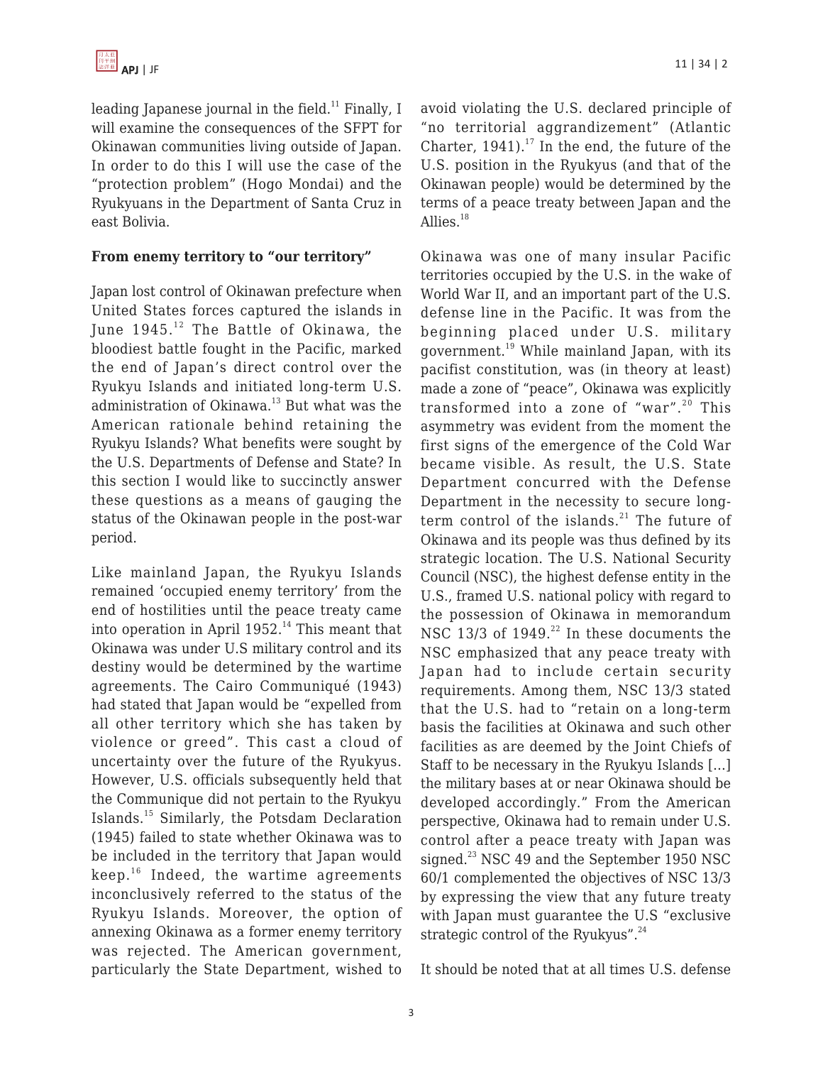leading Japanese journal in the field.[11] Finally, I will examine the consequences of the SFPT for Okinawan communities living outside of Japan. In order to do this I will use the case of the "protection problem" (Hogo Mondai) and the Ryukyuans in the Department of Santa Cruz in east Bolivia.

**From enemy territory to "our territory"**

Japan lost control of Okinawan prefecture when United States forces captured the islands in June 1945.[12] The Battle of Okinawa, the bloodiest battle fought in the Pacific, marked the end of Japan's direct control over the Ryukyu Islands and initiated long-term U.S. administration of Okinawa.[13] But what was the American rationale behind retaining the Ryukyu Islands? What benefits were sought by the U.S. Departments of Defense and State? In this section I would like to succinctly answer these questions as a means of gauging the status of the Okinawan people in the post-war period.

Like mainland Japan, the Ryukyu Islands remained 'occupied enemy territory' from the end of hostilities until the peace treaty came into operation in April 1952.[14] This meant that Okinawa was under U.S military control and its destiny would be determined by the wartime agreements. The Cairo Communiqué (1943) had stated that Japan would be "expelled from all other territory which she has taken by violence or greed". This cast a cloud of uncertainty over the future of the Ryukyus. However, U.S. officials subsequently held that the Communique did not pertain to the Ryukyu Islands.[15] Similarly, the Potsdam Declaration (1945) failed to state whether Okinawa was to be included in the territory that Japan would keep.[16] Indeed, the wartime agreements inconclusively referred to the status of the Ryukyu Islands. Moreover, the option of annexing Okinawa as a former enemy territory was rejected. The American government, particularly the State Department, wished to avoid violating the U.S. declared principle of "no territorial aggrandizement" (Atlantic Charter, 1941).[17] In the end, the future of the U.S. position in the Ryukyus (and that of the Okinawan people) would be determined by the terms of a peace treaty between Japan and the Allies.[18]

Okinawa was one of many insular Pacific territories occupied by the U.S. in the wake of World War II, and an important part of the U.S. defense line in the Pacific. It was from the beginning placed under U.S. military government.[19] While mainland Japan, with its pacifist constitution, was (in theory at least) made a zone of "peace", Okinawa was explicitly transformed into a zone of "war".[20] This asymmetry was evident from the moment the first signs of the emergence of the Cold War became visible. As result, the U.S. State Department concurred with the Defense Department in the necessity to secure long-term control of the islands.[21] The future of Okinawa and its people was thus defined by its strategic location. The U.S. National Security Council (NSC), the highest defense entity in the U.S., framed U.S. national policy with regard to the possession of Okinawa in memorandum NSC 13/3 of 1949.[22] In these documents the NSC emphasized that any peace treaty with Japan had to include certain security requirements. Among them, NSC 13/3 stated that the U.S. had to "retain on a long-term basis the facilities at Okinawa and such other facilities as are deemed by the Joint Chiefs of Staff to be necessary in the Ryukyu Islands [...] the military bases at or near Okinawa should be developed accordingly." From the American perspective, Okinawa had to remain under U.S. control after a peace treaty with Japan was signed.[23] NSC 49 and the September 1950 NSC 60/1 complemented the objectives of NSC 13/3 by expressing the view that any future treaty with Japan must guarantee the U.S "exclusive strategic control of the Ryukyus".[24]

It should be noted that at all times U.S. defense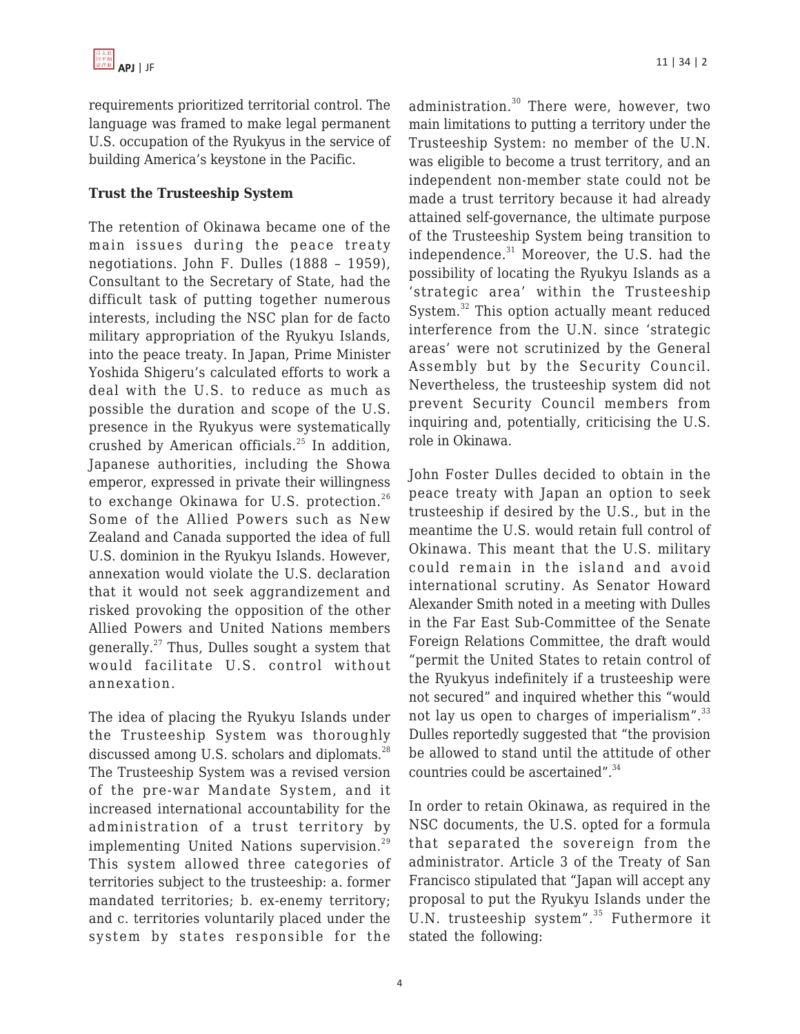requirements prioritized territorial control. The language was framed to make legal permanent U.S. occupation of the Ryukyus in the service of building America's keystone in the Pacific.

**Trust the Trusteeship System**

The retention of Okinawa became one of the main issues during the peace treaty negotiations. John F. Dulles (1888 – 1959), Consultant to the Secretary of State, had the difficult task of putting together numerous interests, including the NSC plan for de facto military appropriation of the Ryukyu Islands, into the peace treaty. In Japan, Prime Minister Yoshida Shigeru's calculated efforts to work a deal with the U.S. to reduce as much as possible the duration and scope of the U.S. presence in the Ryukyus were systematically crushed by American officials.[25] In addition, Japanese authorities, including the Showa emperor, expressed in private their willingness to exchange Okinawa for U.S. protection.[26] Some of the Allied Powers such as New Zealand and Canada supported the idea of full U.S. dominion in the Ryukyu Islands. However, annexation would violate the U.S. declaration that it would not seek aggrandizement and risked provoking the opposition of the other Allied Powers and United Nations members generally.[27] Thus, Dulles sought a system that would facilitate U.S. control without annexation.

The idea of placing the Ryukyu Islands under the Trusteeship System was thoroughly discussed among U.S. scholars and diplomats.[28] The Trusteeship System was a revised version of the pre-war Mandate System, and it increased international accountability for the administration of a trust territory by implementing United Nations supervision.[29] This system allowed three categories of territories subject to the trusteeship: a. former mandated territories; b. ex-enemy territory; and c. territories voluntarily placed under the system by states responsible for the administration.[30] There were, however, two main limitations to putting a territory under the Trusteeship System: no member of the U.N. was eligible to become a trust territory, and an independent non-member state could not be made a trust territory because it had already attained self-governance, the ultimate purpose of the Trusteeship System being transition to independence.[31] Moreover, the U.S. had the possibility of locating the Ryukyu Islands as a 'strategic area' within the Trusteeship System.[32] This option actually meant reduced interference from the U.N. since 'strategic areas' were not scrutinized by the General Assembly but by the Security Council. Nevertheless, the trusteeship system did not prevent Security Council members from inquiring and, potentially, criticising the U.S. role in Okinawa.

John Foster Dulles decided to obtain in the peace treaty with Japan an option to seek trusteeship if desired by the U.S., but in the meantime the U.S. would retain full control of Okinawa. This meant that the U.S. military could remain in the island and avoid international scrutiny. As Senator Howard Alexander Smith noted in a meeting with Dulles in the Far East Sub-Committee of the Senate Foreign Relations Committee, the draft would "permit the United States to retain control of the Ryukyus indefinitely if a trusteeship were not secured" and inquired whether this "would not lay us open to charges of imperialism".[33] Dulles reportedly suggested that "the provision be allowed to stand until the attitude of other countries could be ascertained".[34]

In order to retain Okinawa, as required in the NSC documents, the U.S. opted for a formula that separated the sovereign from the administrator. Article 3 of the Treaty of San Francisco stipulated that "Japan will accept any proposal to put the Ryukyu Islands under the U.N. trusteeship system".[35] Futhermore it stated the following: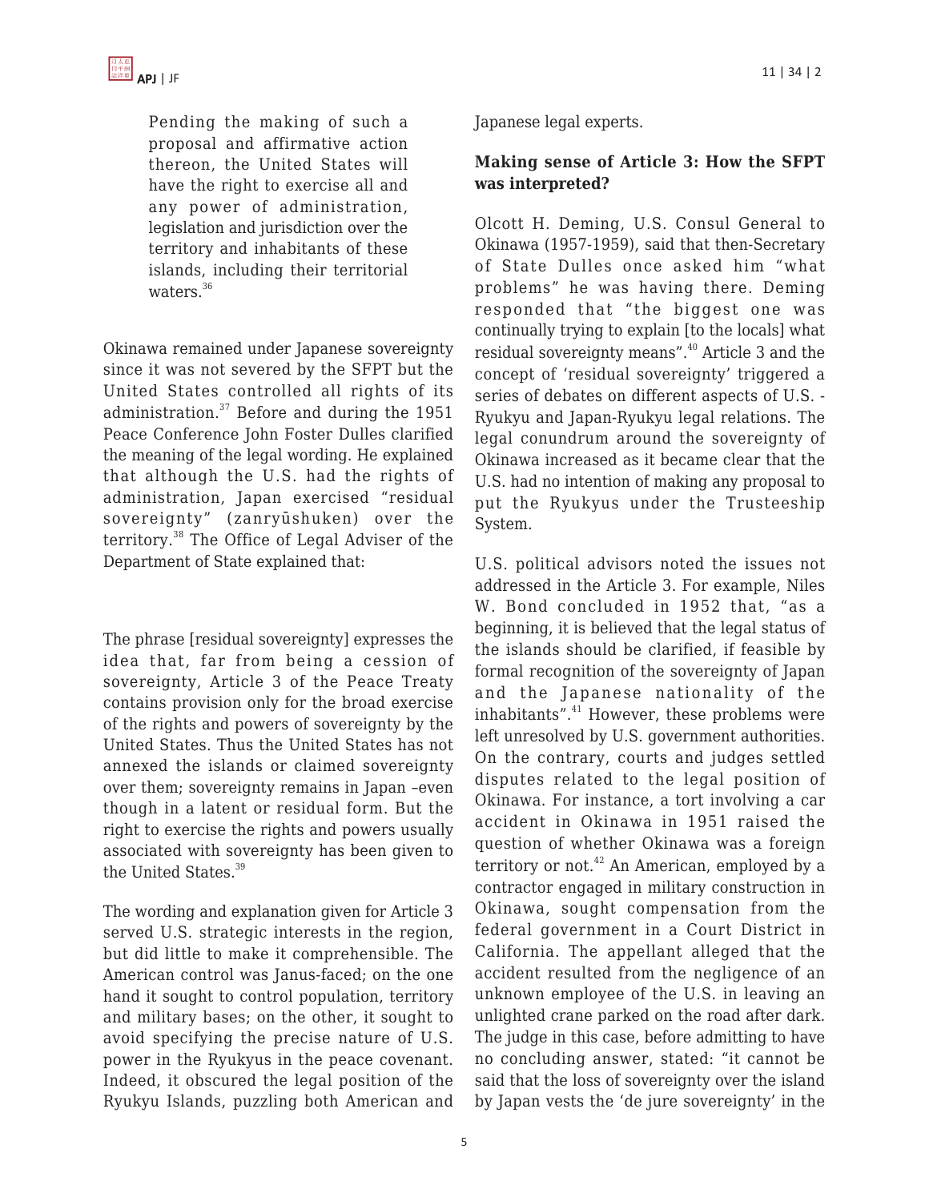> Pending the making of such a proposal and affirmative action thereon, the United States will have the right to exercise all and any power of administration, legislation and jurisdiction over the territory and inhabitants of these islands, including their territorial waters.[36]

Okinawa remained under Japanese sovereignty since it was not severed by the SFPT but the United States controlled all rights of its administration.[37] Before and during the 1951 Peace Conference John Foster Dulles clarified the meaning of the legal wording. He explained that although the U.S. had the rights of administration, Japan exercised "residual sovereignty" (zanryūshuken) over the territory.[38] The Office of Legal Adviser of the Department of State explained that:

> The phrase [residual sovereignty] expresses the idea that, far from being a cession of sovereignty, Article 3 of the Peace Treaty contains provision only for the broad exercise of the rights and powers of sovereignty by the United States. Thus the United States has not annexed the islands or claimed sovereignty over them; sovereignty remains in Japan –even though in a latent or residual form. But the right to exercise the rights and powers usually associated with sovereignty has been given to the United States.[39]

The wording and explanation given for Article 3 served U.S. strategic interests in the region, but did little to make it comprehensible. The American control was Janus-faced; on the one hand it sought to control population, territory and military bases; on the other, it sought to avoid specifying the precise nature of U.S. power in the Ryukyus in the peace covenant. Indeed, it obscured the legal position of the Ryukyu Islands, puzzling both American and Japanese legal experts.

### Making sense of Article 3: How the SFPT was interpreted?

Olcott H. Deming, U.S. Consul General to Okinawa (1957-1959), said that then-Secretary of State Dulles once asked him "what problems" he was having there. Deming responded that "the biggest one was continually trying to explain [to the locals] what residual sovereignty means".[40] Article 3 and the concept of 'residual sovereignty' triggered a series of debates on different aspects of U.S. - Ryukyu and Japan-Ryukyu legal relations. The legal conundrum around the sovereignty of Okinawa increased as it became clear that the U.S. had no intention of making any proposal to put the Ryukyus under the Trusteeship System.

U.S. political advisors noted the issues not addressed in the Article 3. For example, Niles W. Bond concluded in 1952 that, "as a beginning, it is believed that the legal status of the islands should be clarified, if feasible by formal recognition of the sovereignty of Japan and the Japanese nationality of the inhabitants".[41] However, these problems were left unresolved by U.S. government authorities. On the contrary, courts and judges settled disputes related to the legal position of Okinawa. For instance, a tort involving a car accident in Okinawa in 1951 raised the question of whether Okinawa was a foreign territory or not.[42] An American, employed by a contractor engaged in military construction in Okinawa, sought compensation from the federal government in a Court District in California. The appellant alleged that the accident resulted from the negligence of an unknown employee of the U.S. in leaving an unlighted crane parked on the road after dark. The judge in this case, before admitting to have no concluding answer, stated: "it cannot be said that the loss of sovereignty over the island by Japan vests the 'de jure sovereignty' in the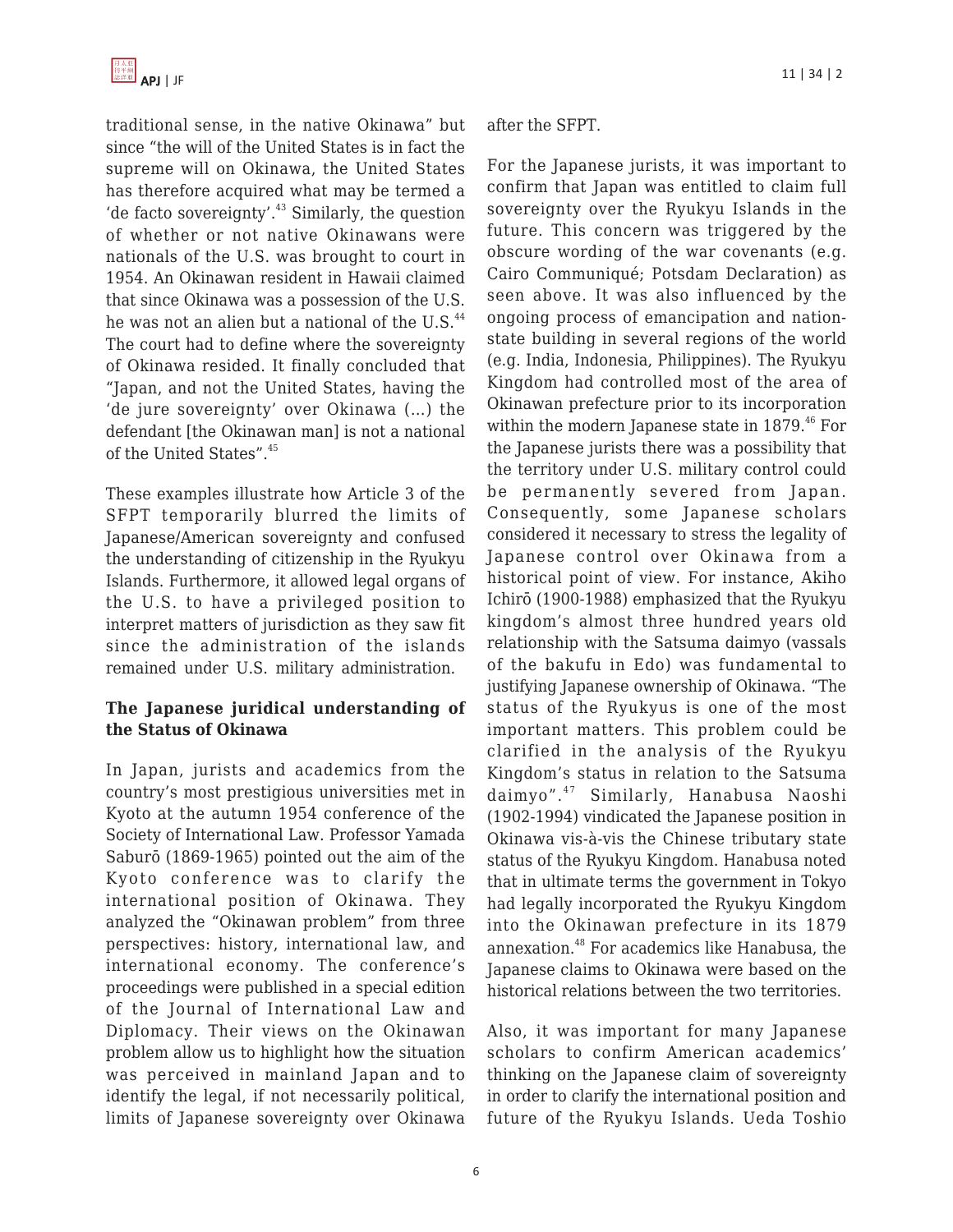traditional sense, in the native Okinawa" but since "the will of the United States is in fact the supreme will on Okinawa, the United States has therefore acquired what may be termed a 'de facto sovereignty'.[43] Similarly, the question of whether or not native Okinawans were nationals of the U.S. was brought to court in 1954. An Okinawan resident in Hawaii claimed that since Okinawa was a possession of the U.S. he was not an alien but a national of the U.S.[44] The court had to define where the sovereignty of Okinawa resided. It finally concluded that "Japan, and not the United States, having the 'de jure sovereignty' over Okinawa (...) the defendant [the Okinawan man] is not a national of the United States".[45]

These examples illustrate how Article 3 of the SFPT temporarily blurred the limits of Japanese/American sovereignty and confused the understanding of citizenship in the Ryukyu Islands. Furthermore, it allowed legal organs of the U.S. to have a privileged position to interpret matters of jurisdiction as they saw fit since the administration of the islands remained under U.S. military administration.

**The Japanese juridical understanding of the Status of Okinawa**

In Japan, jurists and academics from the country's most prestigious universities met in Kyoto at the autumn 1954 conference of the Society of International Law. Professor Yamada Saburō (1869-1965) pointed out the aim of the Kyoto conference was to clarify the international position of Okinawa. They analyzed the "Okinawan problem" from three perspectives: history, international law, and international economy. The conference's proceedings were published in a special edition of the Journal of International Law and Diplomacy. Their views on the Okinawan problem allow us to highlight how the situation was perceived in mainland Japan and to identify the legal, if not necessarily political, limits of Japanese sovereignty over Okinawa after the SFPT.

For the Japanese jurists, it was important to confirm that Japan was entitled to claim full sovereignty over the Ryukyu Islands in the future. This concern was triggered by the obscure wording of the war covenants (e.g. Cairo Communiqué; Potsdam Declaration) as seen above. It was also influenced by the ongoing process of emancipation and nation-state building in several regions of the world (e.g. India, Indonesia, Philippines). The Ryukyu Kingdom had controlled most of the area of Okinawan prefecture prior to its incorporation within the modern Japanese state in 1879.[46] For the Japanese jurists there was a possibility that the territory under U.S. military control could be permanently severed from Japan. Consequently, some Japanese scholars considered it necessary to stress the legality of Japanese control over Okinawa from a historical point of view. For instance, Akiho Ichirō (1900-1988) emphasized that the Ryukyu kingdom's almost three hundred years old relationship with the Satsuma daimyo (vassals of the bakufu in Edo) was fundamental to justifying Japanese ownership of Okinawa. "The status of the Ryukyus is one of the most important matters. This problem could be clarified in the analysis of the Ryukyu Kingdom's status in relation to the Satsuma daimyo".[47] Similarly, Hanabusa Naoshi (1902-1994) vindicated the Japanese position in Okinawa vis-à-vis the Chinese tributary state status of the Ryukyu Kingdom. Hanabusa noted that in ultimate terms the government in Tokyo had legally incorporated the Ryukyu Kingdom into the Okinawan prefecture in its 1879 annexation.[48] For academics like Hanabusa, the Japanese claims to Okinawa were based on the historical relations between the two territories.

Also, it was important for many Japanese scholars to confirm American academics' thinking on the Japanese claim of sovereignty in order to clarify the international position and future of the Ryukyu Islands. Ueda Toshio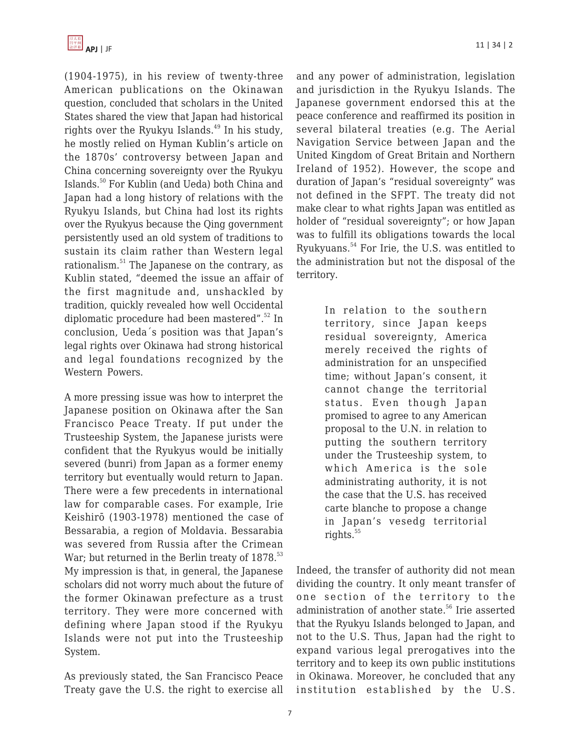(1904-1975), in his review of twenty-three American publications on the Okinawan question, concluded that scholars in the United States shared the view that Japan had historical rights over the Ryukyu Islands.[49] In his study, he mostly relied on Hyman Kublin's article on the 1870s' controversy between Japan and China concerning sovereignty over the Ryukyu Islands.[50] For Kublin (and Ueda) both China and Japan had a long history of relations with the Ryukyu Islands, but China had lost its rights over the Ryukyus because the Qing government persistently used an old system of traditions to sustain its claim rather than Western legal rationalism.[51] The Japanese on the contrary, as Kublin stated, "deemed the issue an affair of the first magnitude and, unshackled by tradition, quickly revealed how well Occidental diplomatic procedure had been mastered".[52] In conclusion, Ueda´s position was that Japan's legal rights over Okinawa had strong historical and legal foundations recognized by the Western Powers.

A more pressing issue was how to interpret the Japanese position on Okinawa after the San Francisco Peace Treaty. If put under the Trusteeship System, the Japanese jurists were confident that the Ryukyus would be initially severed (bunri) from Japan as a former enemy territory but eventually would return to Japan. There were a few precedents in international law for comparable cases. For example, Irie Keishirō (1903-1978) mentioned the case of Bessarabia, a region of Moldavia. Bessarabia was severed from Russia after the Crimean War; but returned in the Berlin treaty of 1878.[53] My impression is that, in general, the Japanese scholars did not worry much about the future of the former Okinawan prefecture as a trust territory. They were more concerned with defining where Japan stood if the Ryukyu Islands were not put into the Trusteeship System.

As previously stated, the San Francisco Peace Treaty gave the U.S. the right to exercise all and any power of administration, legislation and jurisdiction in the Ryukyu Islands. The Japanese government endorsed this at the peace conference and reaffirmed its position in several bilateral treaties (e.g. The Aerial Navigation Service between Japan and the United Kingdom of Great Britain and Northern Ireland of 1952). However, the scope and duration of Japan's "residual sovereignty" was not defined in the SFPT. The treaty did not make clear to what rights Japan was entitled as holder of "residual sovereignty"; or how Japan was to fulfill its obligations towards the local Ryukyuans.[54] For Irie, the U.S. was entitled to the administration but not the disposal of the territory.

> In relation to the southern territory, since Japan keeps residual sovereignty, America merely received the rights of administration for an unspecified time; without Japan's consent, it cannot change the territorial status. Even though Japan promised to agree to any American proposal to the U.N. in relation to putting the southern territory under the Trusteeship system, to which America is the sole administrating authority, it is not the case that the U.S. has received carte blanche to propose a change in Japan's vesedg territorial rights.[55]

Indeed, the transfer of authority did not mean dividing the country. It only meant transfer of one section of the territory to the administration of another state.[56] Irie asserted that the Ryukyu Islands belonged to Japan, and not to the U.S. Thus, Japan had the right to expand various legal prerogatives into the territory and to keep its own public institutions in Okinawa. Moreover, he concluded that any institution established by the U.S.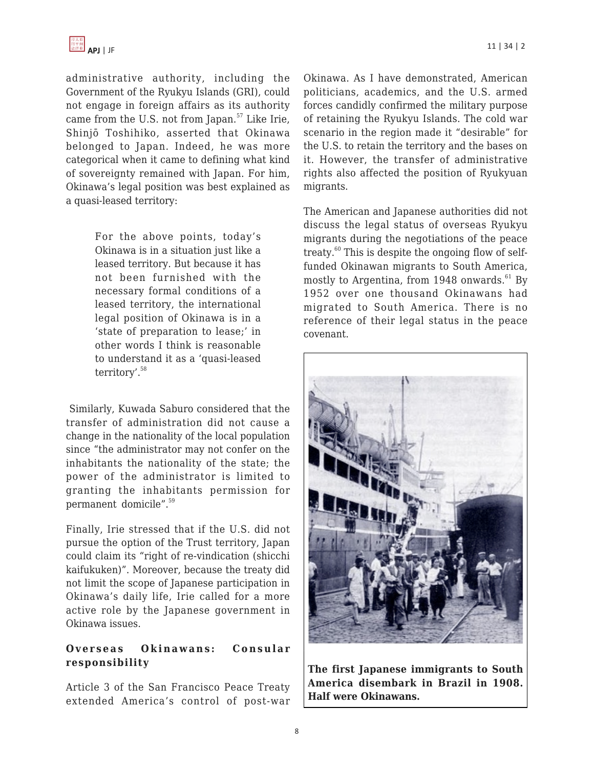administrative authority, including the Government of the Ryukyu Islands (GRI), could not engage in foreign affairs as its authority came from the U.S. not from Japan.[57] Like Irie, Shinjō Toshihiko, asserted that Okinawa belonged to Japan. Indeed, he was more categorical when it came to defining what kind of sovereignty remained with Japan. For him, Okinawa's legal position was best explained as a quasi-leased territory:

> For the above points, today's Okinawa is in a situation just like a leased territory. But because it has not been furnished with the necessary formal conditions of a leased territory, the international legal position of Okinawa is in a 'state of preparation to lease;' in other words I think is reasonable to understand it as a 'quasi-leased territory'.[58]

Similarly, Kuwada Saburo considered that the transfer of administration did not cause a change in the nationality of the local population since "the administrator may not confer on the inhabitants the nationality of the state; the power of the administrator is limited to granting the inhabitants permission for permanent domicile".[59]

Finally, Irie stressed that if the U.S. did not pursue the option of the Trust territory, Japan could claim its "right of re-vindication (shicchi kaifukuken)". Moreover, because the treaty did not limit the scope of Japanese participation in Okinawa's daily life, Irie called for a more active role by the Japanese government in Okinawa issues.

## Overseas Okinawans: Consular responsibility

Article 3 of the San Francisco Peace Treaty extended America's control of post-war Okinawa. As I have demonstrated, American politicians, academics, and the U.S. armed forces candidly confirmed the military purpose of retaining the Ryukyu Islands. The cold war scenario in the region made it "desirable" for the U.S. to retain the territory and the bases on it. However, the transfer of administrative rights also affected the position of Ryukyuan migrants.

The American and Japanese authorities did not discuss the legal status of overseas Ryukyu migrants during the negotiations of the peace treaty.[60] This is despite the ongoing flow of self-funded Okinawan migrants to South America, mostly to Argentina, from 1948 onwards.[61] By 1952 over one thousand Okinawans had migrated to South America. There is no reference of their legal status in the peace covenant.

**The first Japanese immigrants to South America disembark in Brazil in 1908. Half were Okinawans.**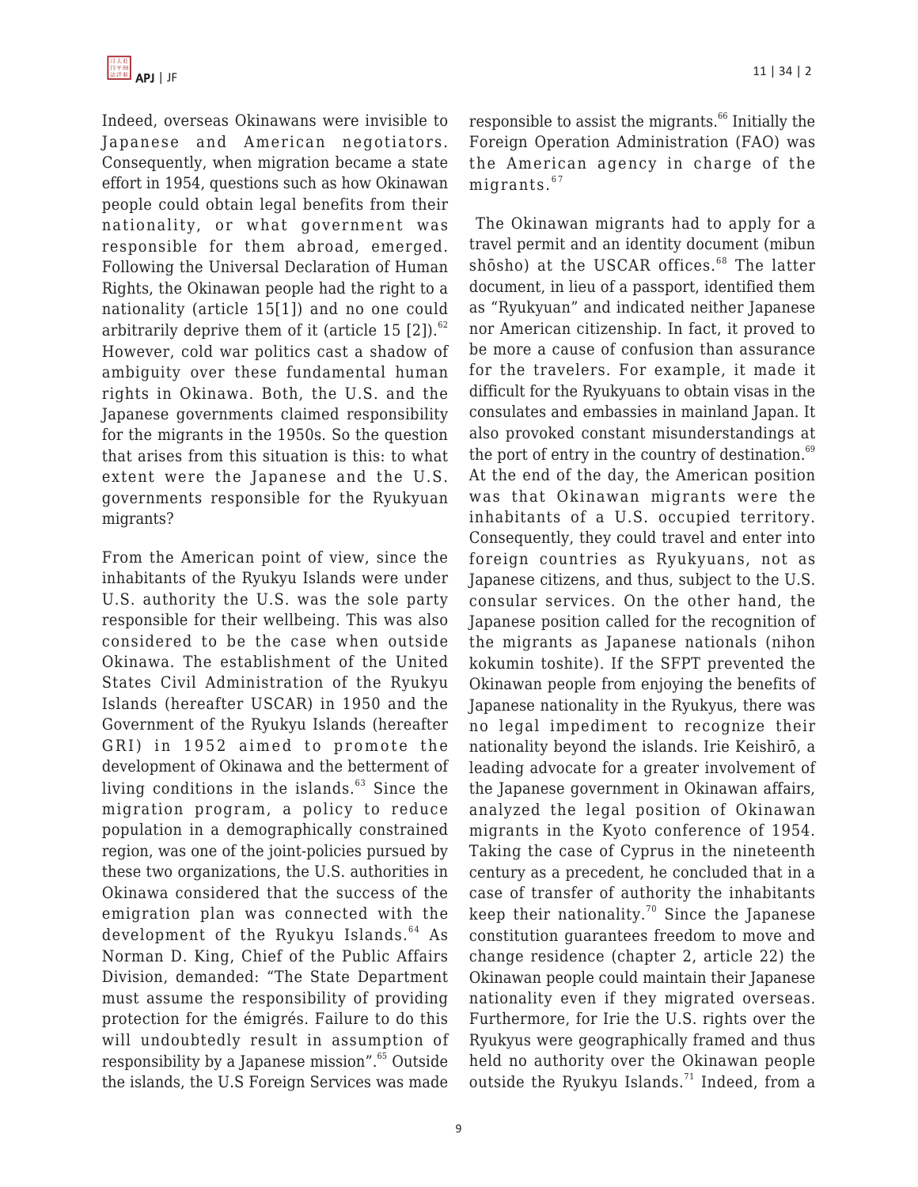Indeed, overseas Okinawans were invisible to Japanese and American negotiators. Consequently, when migration became a state effort in 1954, questions such as how Okinawan people could obtain legal benefits from their nationality, or what government was responsible for them abroad, emerged. Following the Universal Declaration of Human Rights, the Okinawan people had the right to a nationality (article 15[1]) and no one could arbitrarily deprive them of it (article 15 [2]).[62] However, cold war politics cast a shadow of ambiguity over these fundamental human rights in Okinawa. Both, the U.S. and the Japanese governments claimed responsibility for the migrants in the 1950s. So the question that arises from this situation is this: to what extent were the Japanese and the U.S. governments responsible for the Ryukyuan migrants?

From the American point of view, since the inhabitants of the Ryukyu Islands were under U.S. authority the U.S. was the sole party responsible for their wellbeing. This was also considered to be the case when outside Okinawa. The establishment of the United States Civil Administration of the Ryukyu Islands (hereafter USCAR) in 1950 and the Government of the Ryukyu Islands (hereafter GRI) in 1952 aimed to promote the development of Okinawa and the betterment of living conditions in the islands.[63] Since the migration program, a policy to reduce population in a demographically constrained region, was one of the joint-policies pursued by these two organizations, the U.S. authorities in Okinawa considered that the success of the emigration plan was connected with the development of the Ryukyu Islands.[64] As Norman D. King, Chief of the Public Affairs Division, demanded: "The State Department must assume the responsibility of providing protection for the émigrés. Failure to do this will undoubtedly result in assumption of responsibility by a Japanese mission".[65] Outside the islands, the U.S Foreign Services was made responsible to assist the migrants.[66] Initially the Foreign Operation Administration (FAO) was the American agency in charge of the migrants.[67]

The Okinawan migrants had to apply for a travel permit and an identity document (mibun shōsho) at the USCAR offices.[68] The latter document, in lieu of a passport, identified them as "Ryukyuan" and indicated neither Japanese nor American citizenship. In fact, it proved to be more a cause of confusion than assurance for the travelers. For example, it made it difficult for the Ryukyuans to obtain visas in the consulates and embassies in mainland Japan. It also provoked constant misunderstandings at the port of entry in the country of destination.[69] At the end of the day, the American position was that Okinawan migrants were the inhabitants of a U.S. occupied territory. Consequently, they could travel and enter into foreign countries as Ryukyuans, not as Japanese citizens, and thus, subject to the U.S. consular services. On the other hand, the Japanese position called for the recognition of the migrants as Japanese nationals (nihon kokumin toshite). If the SFPT prevented the Okinawan people from enjoying the benefits of Japanese nationality in the Ryukyus, there was no legal impediment to recognize their nationality beyond the islands. Irie Keishirō, a leading advocate for a greater involvement of the Japanese government in Okinawan affairs, analyzed the legal position of Okinawan migrants in the Kyoto conference of 1954. Taking the case of Cyprus in the nineteenth century as a precedent, he concluded that in a case of transfer of authority the inhabitants keep their nationality.[70] Since the Japanese constitution guarantees freedom to move and change residence (chapter 2, article 22) the Okinawan people could maintain their Japanese nationality even if they migrated overseas. Furthermore, for Irie the U.S. rights over the Ryukyus were geographically framed and thus held no authority over the Okinawan people outside the Ryukyu Islands.[71] Indeed, from a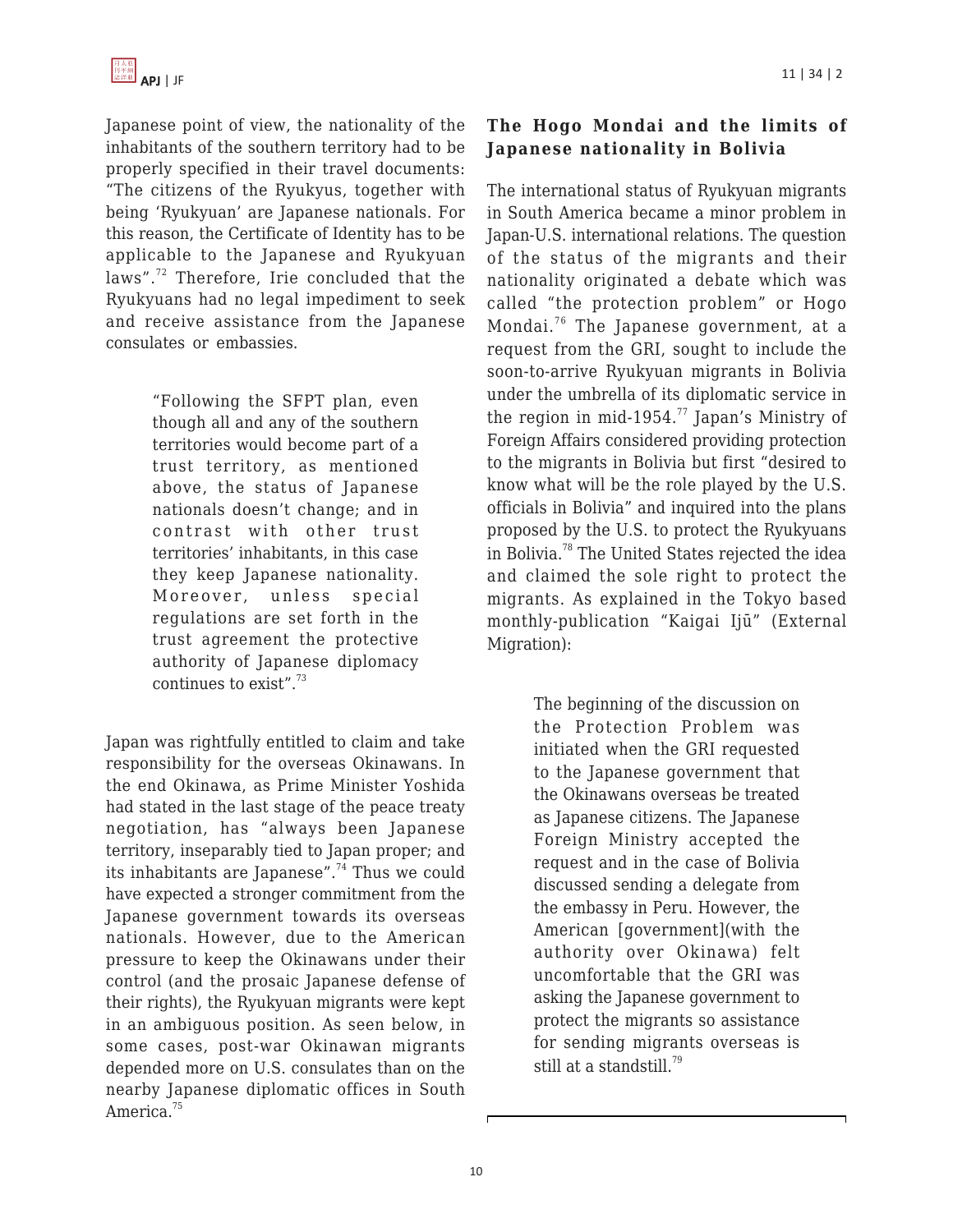Japanese point of view, the nationality of the inhabitants of the southern territory had to be properly specified in their travel documents: "The citizens of the Ryukyus, together with being 'Ryukyuan' are Japanese nationals. For this reason, the Certificate of Identity has to be applicable to the Japanese and Ryukyuan laws".[72] Therefore, Irie concluded that the Ryukyuans had no legal impediment to seek and receive assistance from the Japanese consulates or embassies.

> "Following the SFPT plan, even though all and any of the southern territories would become part of a trust territory, as mentioned above, the status of Japanese nationals doesn't change; and in contrast with other trust territories' inhabitants, in this case they keep Japanese nationality. Moreover, unless special regulations are set forth in the trust agreement the protective authority of Japanese diplomacy continues to exist".[73]

Japan was rightfully entitled to claim and take responsibility for the overseas Okinawans. In the end Okinawa, as Prime Minister Yoshida had stated in the last stage of the peace treaty negotiation, has "always been Japanese territory, inseparably tied to Japan proper; and its inhabitants are Japanese".[74] Thus we could have expected a stronger commitment from the Japanese government towards its overseas nationals. However, due to the American pressure to keep the Okinawans under their control (and the prosaic Japanese defense of their rights), the Ryukyuan migrants were kept in an ambiguous position. As seen below, in some cases, post-war Okinawan migrants depended more on U.S. consulates than on the nearby Japanese diplomatic offices in South America.[75]

## The Hogo Mondai and the limits of Japanese nationality in Bolivia

The international status of Ryukyuan migrants in South America became a minor problem in Japan-U.S. international relations. The question of the status of the migrants and their nationality originated a debate which was called "the protection problem" or Hogo Mondai.[76] The Japanese government, at a request from the GRI, sought to include the soon-to-arrive Ryukyuan migrants in Bolivia under the umbrella of its diplomatic service in the region in mid-1954.[77] Japan's Ministry of Foreign Affairs considered providing protection to the migrants in Bolivia but first "desired to know what will be the role played by the U.S. officials in Bolivia" and inquired into the plans proposed by the U.S. to protect the Ryukyuans in Bolivia.[78] The United States rejected the idea and claimed the sole right to protect the migrants. As explained in the Tokyo based monthly-publication "Kaigai Ijū" (External Migration):

> The beginning of the discussion on the Protection Problem was initiated when the GRI requested to the Japanese government that the Okinawans overseas be treated as Japanese citizens. The Japanese Foreign Ministry accepted the request and in the case of Bolivia discussed sending a delegate from the embassy in Peru. However, the American [government](with the authority over Okinawa) felt uncomfortable that the GRI was asking the Japanese government to protect the migrants so assistance for sending migrants overseas is still at a standstill.[79]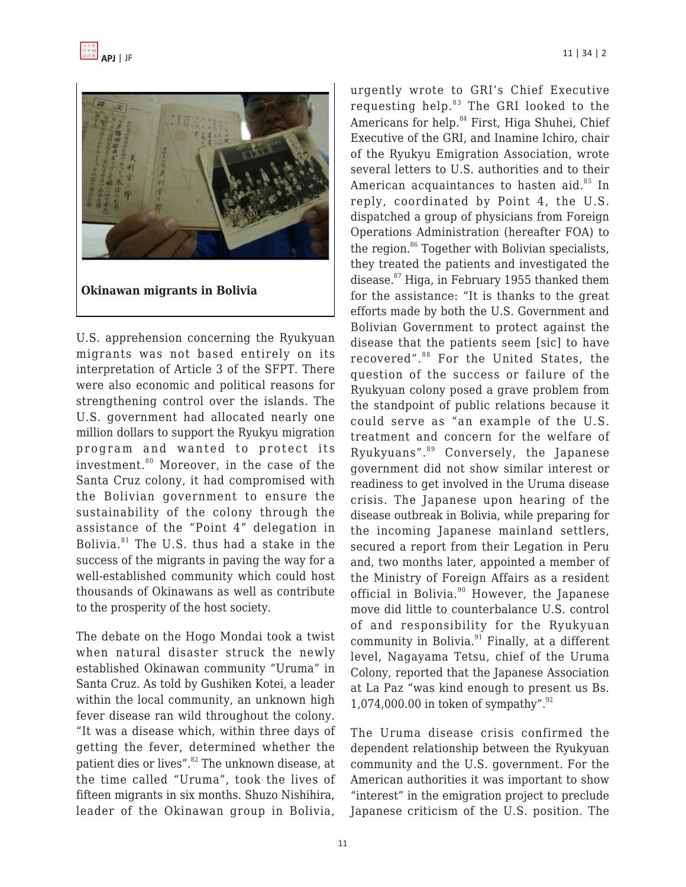**Okinawan migrants in Bolivia**

U.S. apprehension concerning the Ryukyuan migrants was not based entirely on its interpretation of Article 3 of the SFPT. There were also economic and political reasons for strengthening control over the islands. The U.S. government had allocated nearly one million dollars to support the Ryukyu migration program and wanted to protect its investment.[80] Moreover, in the case of the Santa Cruz colony, it had compromised with the Bolivian government to ensure the sustainability of the colony through the assistance of the "Point 4" delegation in Bolivia.[81] The U.S. thus had a stake in the success of the migrants in paving the way for a well-established community which could host thousands of Okinawans as well as contribute to the prosperity of the host society.

The debate on the Hogo Mondai took a twist when natural disaster struck the newly established Okinawan community "Uruma" in Santa Cruz. As told by Gushiken Kotei, a leader within the local community, an unknown high fever disease ran wild throughout the colony. "It was a disease which, within three days of getting the fever, determined whether the patient dies or lives".[82] The unknown disease, at the time called "Uruma", took the lives of fifteen migrants in six months. Shuzo Nishihira, leader of the Okinawan group in Bolivia, urgently wrote to GRI's Chief Executive requesting help.[83] The GRI looked to the Americans for help.[84] First, Higa Shuhei, Chief Executive of the GRI, and Inamine Ichiro, chair of the Ryukyu Emigration Association, wrote several letters to U.S. authorities and to their American acquaintances to hasten aid.[85] In reply, coordinated by Point 4, the U.S. dispatched a group of physicians from Foreign Operations Administration (hereafter FOA) to the region.[86] Together with Bolivian specialists, they treated the patients and investigated the disease.[87] Higa, in February 1955 thanked them for the assistance: "It is thanks to the great efforts made by both the U.S. Government and Bolivian Government to protect against the disease that the patients seem [sic] to have recovered".[88] For the United States, the question of the success or failure of the Ryukyuan colony posed a grave problem from the standpoint of public relations because it could serve as "an example of the U.S. treatment and concern for the welfare of Ryukyuans".[89] Conversely, the Japanese government did not show similar interest or readiness to get involved in the Uruma disease crisis. The Japanese upon hearing of the disease outbreak in Bolivia, while preparing for the incoming Japanese mainland settlers, secured a report from their Legation in Peru and, two months later, appointed a member of the Ministry of Foreign Affairs as a resident official in Bolivia.[90] However, the Japanese move did little to counterbalance U.S. control of and responsibility for the Ryukyuan community in Bolivia.[91] Finally, at a different level, Nagayama Tetsu, chief of the Uruma Colony, reported that the Japanese Association at La Paz "was kind enough to present us Bs. 1,074,000.00 in token of sympathy".[92]

The Uruma disease crisis confirmed the dependent relationship between the Ryukyuan community and the U.S. government. For the American authorities it was important to show "interest" in the emigration project to preclude Japanese criticism of the U.S. position. The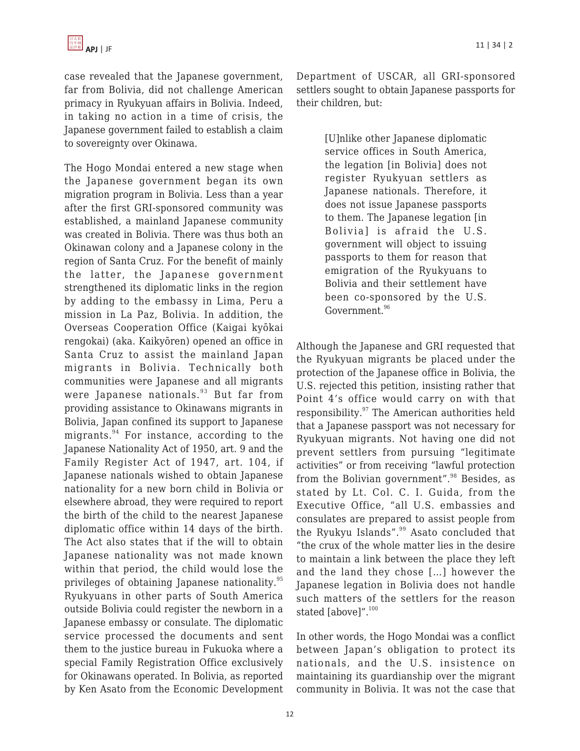case revealed that the Japanese government, far from Bolivia, did not challenge American primacy in Ryukyuan affairs in Bolivia. Indeed, in taking no action in a time of crisis, the Japanese government failed to establish a claim to sovereignty over Okinawa.

The Hogo Mondai entered a new stage when the Japanese government began its own migration program in Bolivia. Less than a year after the first GRI-sponsored community was established, a mainland Japanese community was created in Bolivia. There was thus both an Okinawan colony and a Japanese colony in the region of Santa Cruz. For the benefit of mainly the latter, the Japanese government strengthened its diplomatic links in the region by adding to the embassy in Lima, Peru a mission in La Paz, Bolivia. In addition, the Overseas Cooperation Office (Kaigai kyōkai rengokai) (aka. Kaikyōren) opened an office in Santa Cruz to assist the mainland Japan migrants in Bolivia. Technically both communities were Japanese and all migrants were Japanese nationals.[93] But far from providing assistance to Okinawans migrants in Bolivia, Japan confined its support to Japanese migrants.[94] For instance, according to the Japanese Nationality Act of 1950, art. 9 and the Family Register Act of 1947, art. 104, if Japanese nationals wished to obtain Japanese nationality for a new born child in Bolivia or elsewhere abroad, they were required to report the birth of the child to the nearest Japanese diplomatic office within 14 days of the birth. The Act also states that if the will to obtain Japanese nationality was not made known within that period, the child would lose the privileges of obtaining Japanese nationality.[95] Ryukyuans in other parts of South America outside Bolivia could register the newborn in a Japanese embassy or consulate. The diplomatic service processed the documents and sent them to the justice bureau in Fukuoka where a special Family Registration Office exclusively for Okinawans operated. In Bolivia, as reported by Ken Asato from the Economic Development Department of USCAR, all GRI-sponsored settlers sought to obtain Japanese passports for their children, but:

> [U]nlike other Japanese diplomatic service offices in South America, the legation [in Bolivia] does not register Ryukyuan settlers as Japanese nationals. Therefore, it does not issue Japanese passports to them. The Japanese legation [in Bolivia] is afraid the U.S. government will object to issuing passports to them for reason that emigration of the Ryukyuans to Bolivia and their settlement have been co-sponsored by the U.S. Government.[96]

Although the Japanese and GRI requested that the Ryukyuan migrants be placed under the protection of the Japanese office in Bolivia, the U.S. rejected this petition, insisting rather that Point 4's office would carry on with that responsibility.[97] The American authorities held that a Japanese passport was not necessary for Ryukyuan migrants. Not having one did not prevent settlers from pursuing "legitimate activities" or from receiving "lawful protection from the Bolivian government".[98] Besides, as stated by Lt. Col. C. I. Guida, from the Executive Office, "all U.S. embassies and consulates are prepared to assist people from the Ryukyu Islands".[99] Asato concluded that "the crux of the whole matter lies in the desire to maintain a link between the place they left and the land they chose [...] however the Japanese legation in Bolivia does not handle such matters of the settlers for the reason stated [above]".[100]

In other words, the Hogo Mondai was a conflict between Japan's obligation to protect its nationals, and the U.S. insistence on maintaining its guardianship over the migrant community in Bolivia. It was not the case that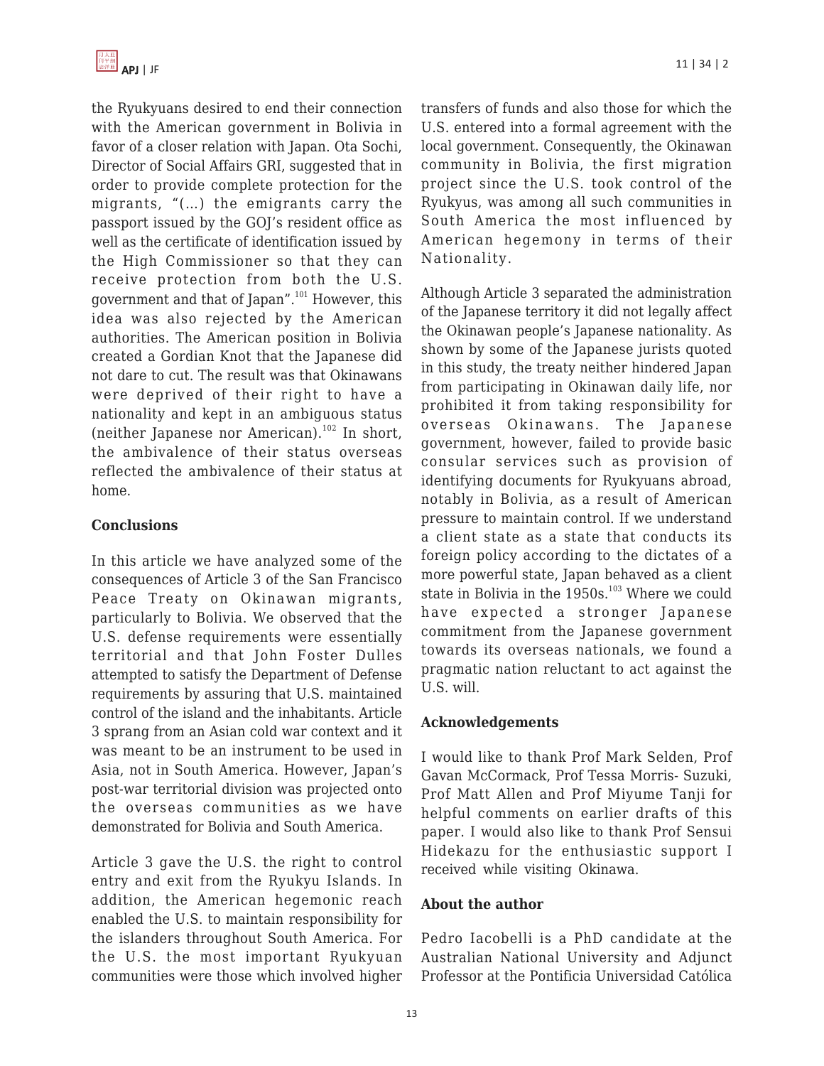the Ryukyuans desired to end their connection with the American government in Bolivia in favor of a closer relation with Japan. Ota Sochi, Director of Social Affairs GRI, suggested that in order to provide complete protection for the migrants, "(...) the emigrants carry the passport issued by the GOJ's resident office as well as the certificate of identification issued by the High Commissioner so that they can receive protection from both the U.S. government and that of Japan".[101] However, this idea was also rejected by the American authorities. The American position in Bolivia created a Gordian Knot that the Japanese did not dare to cut. The result was that Okinawans were deprived of their right to have a nationality and kept in an ambiguous status (neither Japanese nor American).[102] In short, the ambivalence of their status overseas reflected the ambivalence of their status at home.

### Conclusions

In this article we have analyzed some of the consequences of Article 3 of the San Francisco Peace Treaty on Okinawan migrants, particularly to Bolivia. We observed that the U.S. defense requirements were essentially territorial and that John Foster Dulles attempted to satisfy the Department of Defense requirements by assuring that U.S. maintained control of the island and the inhabitants. Article 3 sprang from an Asian cold war context and it was meant to be an instrument to be used in Asia, not in South America. However, Japan's post-war territorial division was projected onto the overseas communities as we have demonstrated for Bolivia and South America.

Article 3 gave the U.S. the right to control entry and exit from the Ryukyu Islands. In addition, the American hegemonic reach enabled the U.S. to maintain responsibility for the islanders throughout South America. For the U.S. the most important Ryukyuan communities were those which involved higher transfers of funds and also those for which the U.S. entered into a formal agreement with the local government. Consequently, the Okinawan community in Bolivia, the first migration project since the U.S. took control of the Ryukyus, was among all such communities in South America the most influenced by American hegemony in terms of their Nationality.

Although Article 3 separated the administration of the Japanese territory it did not legally affect the Okinawan people's Japanese nationality. As shown by some of the Japanese jurists quoted in this study, the treaty neither hindered Japan from participating in Okinawan daily life, nor prohibited it from taking responsibility for overseas Okinawans. The Japanese government, however, failed to provide basic consular services such as provision of identifying documents for Ryukyuans abroad, notably in Bolivia, as a result of American pressure to maintain control. If we understand a client state as a state that conducts its foreign policy according to the dictates of a more powerful state, Japan behaved as a client state in Bolivia in the 1950s.[103] Where we could have expected a stronger Japanese commitment from the Japanese government towards its overseas nationals, we found a pragmatic nation reluctant to act against the U.S. will.

### Acknowledgements

I would like to thank Prof Mark Selden, Prof Gavan McCormack, Prof Tessa Morris- Suzuki, Prof Matt Allen and Prof Miyume Tanji for helpful comments on earlier drafts of this paper. I would also like to thank Prof Sensui Hidekazu for the enthusiastic support I received while visiting Okinawa.

### About the author

Pedro Iacobelli is a PhD candidate at the Australian National University and Adjunct Professor at the Pontificia Universidad Católica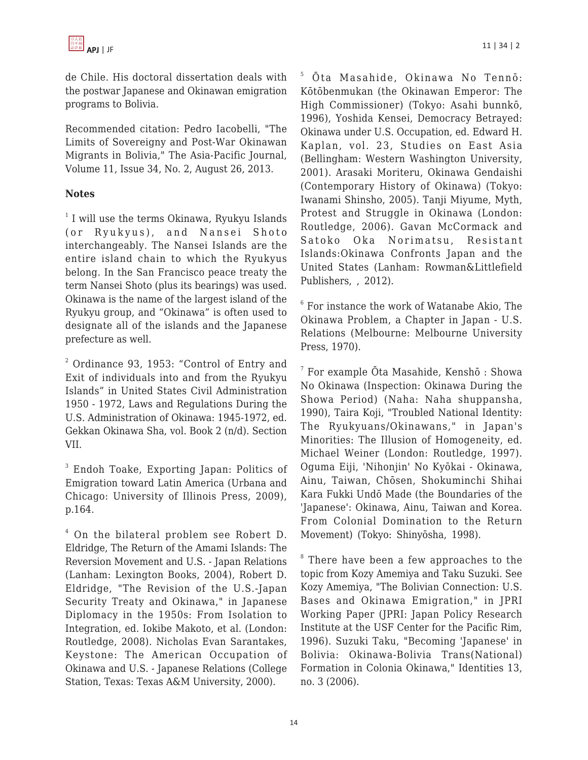de Chile. His doctoral dissertation deals with the postwar Japanese and Okinawan emigration programs to Bolivia.

Recommended citation: Pedro Iacobelli, "The Limits of Sovereigny and Post-War Okinawan Migrants in Bolivia," The Asia-Pacific Journal, Volume 11, Issue 34, No. 2, August 26, 2013.

**Notes**

[1] I will use the terms Okinawa, Ryukyu Islands (or Ryukyus), and Nansei Shoto interchangeably. The Nansei Islands are the entire island chain to which the Ryukyus belong. In the San Francisco peace treaty the term Nansei Shoto (plus its bearings) was used. Okinawa is the name of the largest island of the Ryukyu group, and "Okinawa" is often used to designate all of the islands and the Japanese prefecture as well.

[2] Ordinance 93, 1953: "Control of Entry and Exit of individuals into and from the Ryukyu Islands" in United States Civil Administration 1950 - 1972, Laws and Regulations During the U.S. Administration of Okinawa: 1945-1972, ed. Gekkan Okinawa Sha, vol. Book 2 (n/d). Section VII.

[3] Endoh Toake, Exporting Japan: Politics of Emigration toward Latin America (Urbana and Chicago: University of Illinois Press, 2009), p.164.

[4] On the bilateral problem see Robert D. Eldridge, The Return of the Amami Islands: The Reversion Movement and U.S. - Japan Relations (Lanham: Lexington Books, 2004), Robert D. Eldridge, "The Revision of the U.S.-Japan Security Treaty and Okinawa," in Japanese Diplomacy in the 1950s: From Isolation to Integration, ed. Iokibe Makoto, et al. (London: Routledge, 2008). Nicholas Evan Sarantakes, Keystone: The American Occupation of Okinawa and U.S. - Japanese Relations (College Station, Texas: Texas A&M University, 2000).

[5] Ōta Masahide, Okinawa No Tennō: Kōtōbenmukan (the Okinawan Emperor: The High Commissioner) (Tokyo: Asahi bunnkō, 1996), Yoshida Kensei, Democracy Betrayed: Okinawa under U.S. Occupation, ed. Edward H. Kaplan, vol. 23, Studies on East Asia (Bellingham: Western Washington University, 2001). Arasaki Moriteru, Okinawa Gendaishi (Contemporary History of Okinawa) (Tokyo: Iwanami Shinsho, 2005). Tanji Miyume, Myth, Protest and Struggle in Okinawa (London: Routledge, 2006). Gavan McCormack and Satoko Oka Norimatsu, Resistant Islands:Okinawa Confronts Japan and the United States (Lanham: Rowman&Littlefield Publishers, , 2012).

[6] For instance the work of Watanabe Akio, The Okinawa Problem, a Chapter in Japan - U.S. Relations (Melbourne: Melbourne University Press, 1970).

[7] For example Ōta Masahide, Kenshō : Showa No Okinawa (Inspection: Okinawa During the Showa Period) (Naha: Naha shuppansha, 1990), Taira Koji, "Troubled National Identity: The Ryukyuans/Okinawans," in Japan's Minorities: The Illusion of Homogeneity, ed. Michael Weiner (London: Routledge, 1997). Oguma Eiji, 'Nihonjin' No Kyōkai - Okinawa, Ainu, Taiwan, Chōsen, Shokuminchi Shihai Kara Fukki Undō Made (the Boundaries of the 'Japanese': Okinawa, Ainu, Taiwan and Korea. From Colonial Domination to the Return Movement) (Tokyo: Shinyōsha, 1998).

[8] There have been a few approaches to the topic from Kozy Amemiya and Taku Suzuki. See Kozy Amemiya, "The Bolivian Connection: U.S. Bases and Okinawa Emigration," in JPRI Working Paper (JPRI: Japan Policy Research Institute at the USF Center for the Pacific Rim, 1996). Suzuki Taku, "Becoming 'Japanese' in Bolivia: Okinawa-Bolivia Trans(National) Formation in Colonia Okinawa," Identities 13, no. 3 (2006).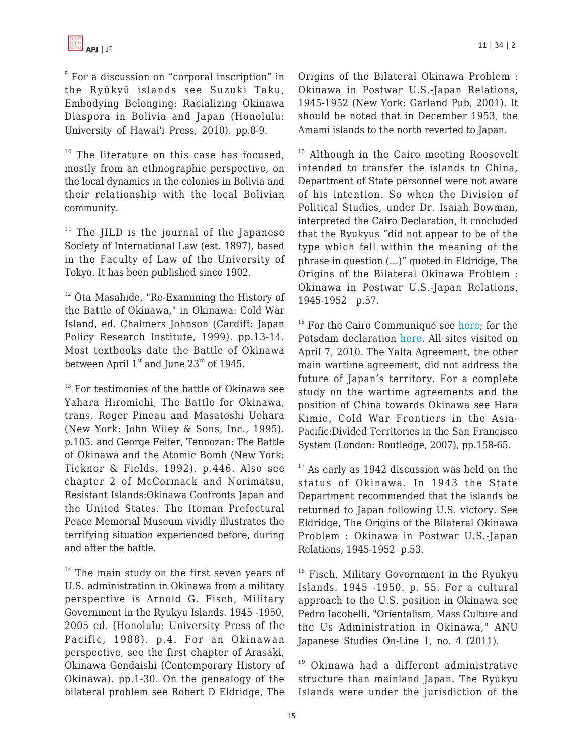[9] For a discussion on "corporal inscription" in the Ryūkyū islands see Suzuki Taku, Embodying Belonging: Racializing Okinawa Diaspora in Bolivia and Japan (Honolulu: University of Hawai'i Press, 2010). pp.8-9.

[10] The literature on this case has focused, mostly from an ethnographic perspective, on the local dynamics in the colonies in Bolivia and their relationship with the local Bolivian community.

[11] The JILD is the journal of the Japanese Society of International Law (est. 1897), based in the Faculty of Law of the University of Tokyo. It has been published since 1902.

[12] Ōta Masahide, "Re-Examining the History of the Battle of Okinawa," in Okinawa: Cold War Island, ed. Chalmers Johnson (Cardiff: Japan Policy Research Institute, 1999). pp.13-14. Most textbooks date the Battle of Okinawa between April 1st and June 23rd of 1945.

[13] For testimonies of the battle of Okinawa see Yahara Hiromichi, The Battle for Okinawa, trans. Roger Pineau and Masatoshi Uehara (New York: John Wiley & Sons, Inc., 1995). p.105. and George Feifer, Tennozan: The Battle of Okinawa and the Atomic Bomb (New York: Ticknor & Fields, 1992). p.446. Also see chapter 2 of McCormack and Norimatsu, Resistant Islands:Okinawa Confronts Japan and the United States. The Itoman Prefectural Peace Memorial Museum vividly illustrates the terrifying situation experienced before, during and after the battle.

[14] The main study on the first seven years of U.S. administration in Okinawa from a military perspective is Arnold G. Fisch, Military Government in the Ryukyu Islands. 1945 -1950, 2005 ed. (Honolulu: University Press of the Pacific, 1988). p.4. For an Okinawan perspective, see the first chapter of Arasaki, Okinawa Gendaishi (Contemporary History of Okinawa). pp.1-30. On the genealogy of the bilateral problem see Robert D Eldridge, The Origins of the Bilateral Okinawa Problem : Okinawa in Postwar U.S.-Japan Relations, 1945-1952 (New York: Garland Pub, 2001). It should be noted that in December 1953, the Amami islands to the north reverted to Japan.

[15] Although in the Cairo meeting Roosevelt intended to transfer the islands to China, Department of State personnel were not aware of his intention. So when the Division of Political Studies, under Dr. Isaiah Bowman, interpreted the Cairo Declaration, it concluded that the Ryukyus "did not appear to be of the type which fell within the meaning of the phrase in question (...)" quoted in Eldridge, The Origins of the Bilateral Okinawa Problem : Okinawa in Postwar U.S.-Japan Relations, 1945-1952 p.57.

[16] For the Cairo Communiqué see here; for the Potsdam declaration here. All sites visited on April 7, 2010. The Yalta Agreement, the other main wartime agreement, did not address the future of Japan's territory. For a complete study on the wartime agreements and the position of China towards Okinawa see Hara Kimie, Cold War Frontiers in the Asia-Pacific:Divided Territories in the San Francisco System (London: Routledge, 2007), pp.158-65.

[17] As early as 1942 discussion was held on the status of Okinawa. In 1943 the State Department recommended that the islands be returned to Japan following U.S. victory. See Eldridge, The Origins of the Bilateral Okinawa Problem : Okinawa in Postwar U.S.-Japan Relations, 1945-1952 p.53.

[18] Fisch, Military Government in the Ryukyu Islands. 1945 -1950. p. 55. For a cultural approach to the U.S. position in Okinawa see Pedro Iacobelli, "Orientalism, Mass Culture and the Us Administration in Okinawa," ANU Japanese Studies On-Line 1, no. 4 (2011).

[19] Okinawa had a different administrative structure than mainland Japan. The Ryukyu Islands were under the jurisdiction of the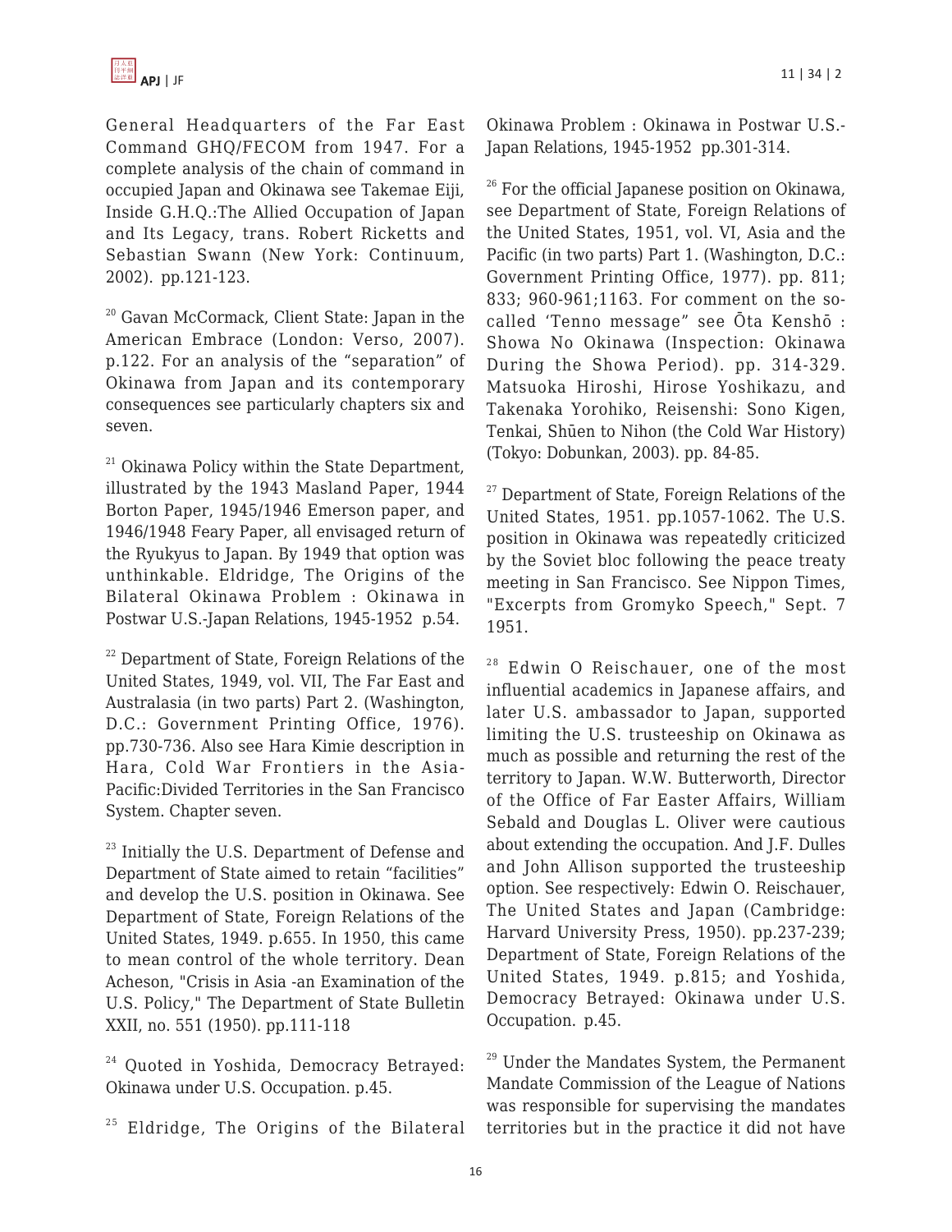General Headquarters of the Far East Command GHQ/FECOM from 1947. For a complete analysis of the chain of command in occupied Japan and Okinawa see Takemae Eiji, Inside G.H.Q.:The Allied Occupation of Japan and Its Legacy, trans. Robert Ricketts and Sebastian Swann (New York: Continuum, 2002). pp.121-123.

[20] Gavan McCormack, Client State: Japan in the American Embrace (London: Verso, 2007). p.122. For an analysis of the "separation" of Okinawa from Japan and its contemporary consequences see particularly chapters six and seven.

[21] Okinawa Policy within the State Department, illustrated by the 1943 Masland Paper, 1944 Borton Paper, 1945/1946 Emerson paper, and 1946/1948 Feary Paper, all envisaged return of the Ryukyus to Japan. By 1949 that option was unthinkable. Eldridge, The Origins of the Bilateral Okinawa Problem : Okinawa in Postwar U.S.-Japan Relations, 1945-1952 p.54.

[22] Department of State, Foreign Relations of the United States, 1949, vol. VII, The Far East and Australasia (in two parts) Part 2. (Washington, D.C.: Government Printing Office, 1976). pp.730-736. Also see Hara Kimie description in Hara, Cold War Frontiers in the Asia-Pacific:Divided Territories in the San Francisco System. Chapter seven.

[23] Initially the U.S. Department of Defense and Department of State aimed to retain "facilities" and develop the U.S. position in Okinawa. See Department of State, Foreign Relations of the United States, 1949. p.655. In 1950, this came to mean control of the whole territory. Dean Acheson, "Crisis in Asia -an Examination of the U.S. Policy," The Department of State Bulletin XXII, no. 551 (1950). pp.111-118

[24] Quoted in Yoshida, Democracy Betrayed: Okinawa under U.S. Occupation. p.45.

[25] Eldridge, The Origins of the Bilateral Okinawa Problem : Okinawa in Postwar U.S.-Japan Relations, 1945-1952 pp.301-314.

[26] For the official Japanese position on Okinawa, see Department of State, Foreign Relations of the United States, 1951, vol. VI, Asia and the Pacific (in two parts) Part 1. (Washington, D.C.: Government Printing Office, 1977). pp. 811; 833; 960-961;1163. For comment on the so-called 'Tenno message" see Ōta Kenshō : Showa No Okinawa (Inspection: Okinawa During the Showa Period). pp. 314-329. Matsuoka Hiroshi, Hirose Yoshikazu, and Takenaka Yorohiko, Reisenshi: Sono Kigen, Tenkai, Shūen to Nihon (the Cold War History) (Tokyo: Dobunkan, 2003). pp. 84-85.

[27] Department of State, Foreign Relations of the United States, 1951. pp.1057-1062. The U.S. position in Okinawa was repeatedly criticized by the Soviet bloc following the peace treaty meeting in San Francisco. See Nippon Times, "Excerpts from Gromyko Speech," Sept. 7 1951.

[28] Edwin O Reischauer, one of the most influential academics in Japanese affairs, and later U.S. ambassador to Japan, supported limiting the U.S. trusteeship on Okinawa as much as possible and returning the rest of the territory to Japan. W.W. Butterworth, Director of the Office of Far Easter Affairs, William Sebald and Douglas L. Oliver were cautious about extending the occupation. And J.F. Dulles and John Allison supported the trusteeship option. See respectively: Edwin O. Reischauer, The United States and Japan (Cambridge: Harvard University Press, 1950). pp.237-239; Department of State, Foreign Relations of the United States, 1949. p.815; and Yoshida, Democracy Betrayed: Okinawa under U.S. Occupation. p.45.

[29] Under the Mandates System, the Permanent Mandate Commission of the League of Nations was responsible for supervising the mandates territories but in the practice it did not have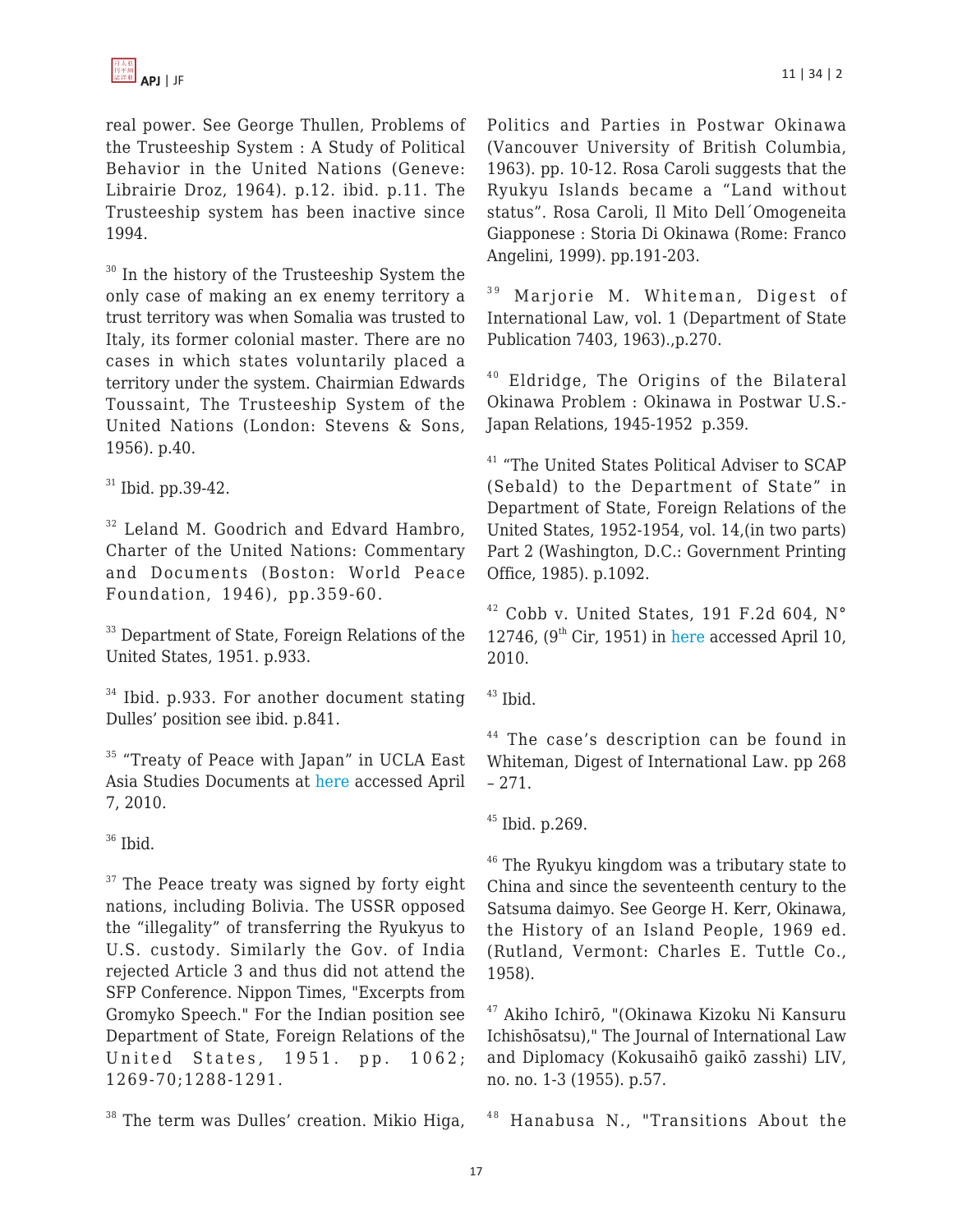real power. See George Thullen, Problems of the Trusteeship System : A Study of Political Behavior in the United Nations (Geneve: Librairie Droz, 1964). p.12. ibid. p.11. The Trusteeship system has been inactive since 1994.

[30] In the history of the Trusteeship System the only case of making an ex enemy territory a trust territory was when Somalia was trusted to Italy, its former colonial master. There are no cases in which states voluntarily placed a territory under the system. Chairmian Edwards Toussaint, The Trusteeship System of the United Nations (London: Stevens & Sons, 1956). p.40.

[31] Ibid. pp.39-42.

[32] Leland M. Goodrich and Edvard Hambro, Charter of the United Nations: Commentary and Documents (Boston: World Peace Foundation, 1946), pp.359-60.

[33] Department of State, Foreign Relations of the United States, 1951. p.933.

[34] Ibid. p.933. For another document stating Dulles' position see ibid. p.841.

[35] "Treaty of Peace with Japan" in UCLA East Asia Studies Documents at here accessed April 7, 2010.

[36] Ibid.

[37] The Peace treaty was signed by forty eight nations, including Bolivia. The USSR opposed the "illegality" of transferring the Ryukyus to U.S. custody. Similarly the Gov. of India rejected Article 3 and thus did not attend the SFP Conference. Nippon Times, "Excerpts from Gromyko Speech." For the Indian position see Department of State, Foreign Relations of the United States, 1951. pp. 1062; 1269-70;1288-1291.

[38] The term was Dulles' creation. Mikio Higa, Politics and Parties in Postwar Okinawa (Vancouver University of British Columbia, 1963). pp. 10-12. Rosa Caroli suggests that the Ryukyu Islands became a "Land without status". Rosa Caroli, Il Mito Dell´Omogeneita Giapponese : Storia Di Okinawa (Rome: Franco Angelini, 1999). pp.191-203.

[39] Marjorie M. Whiteman, Digest of International Law, vol. 1 (Department of State Publication 7403, 1963).,p.270.

[40] Eldridge, The Origins of the Bilateral Okinawa Problem : Okinawa in Postwar U.S.-Japan Relations, 1945-1952 p.359.

[41] "The United States Political Adviser to SCAP (Sebald) to the Department of State" in Department of State, Foreign Relations of the United States, 1952-1954, vol. 14,(in two parts) Part 2 (Washington, D.C.: Government Printing Office, 1985). p.1092.

[42] Cobb v. United States, 191 F.2d 604, N° 12746, (9th Cir, 1951) in here accessed April 10, 2010.

[43] Ibid.

[44] The case's description can be found in Whiteman, Digest of International Law. pp 268 – 271.

[45] Ibid. p.269.

[46] The Ryukyu kingdom was a tributary state to China and since the seventeenth century to the Satsuma daimyo. See George H. Kerr, Okinawa, the History of an Island People, 1969 ed. (Rutland, Vermont: Charles E. Tuttle Co., 1958).

[47] Akiho Ichirō, "(Okinawa Kizoku Ni Kansuru Ichishōsatsu)," The Journal of International Law and Diplomacy (Kokusaihō gaikō zasshi) LIV, no. no. 1-3 (1955). p.57.

[48] Hanabusa N., "Transitions About the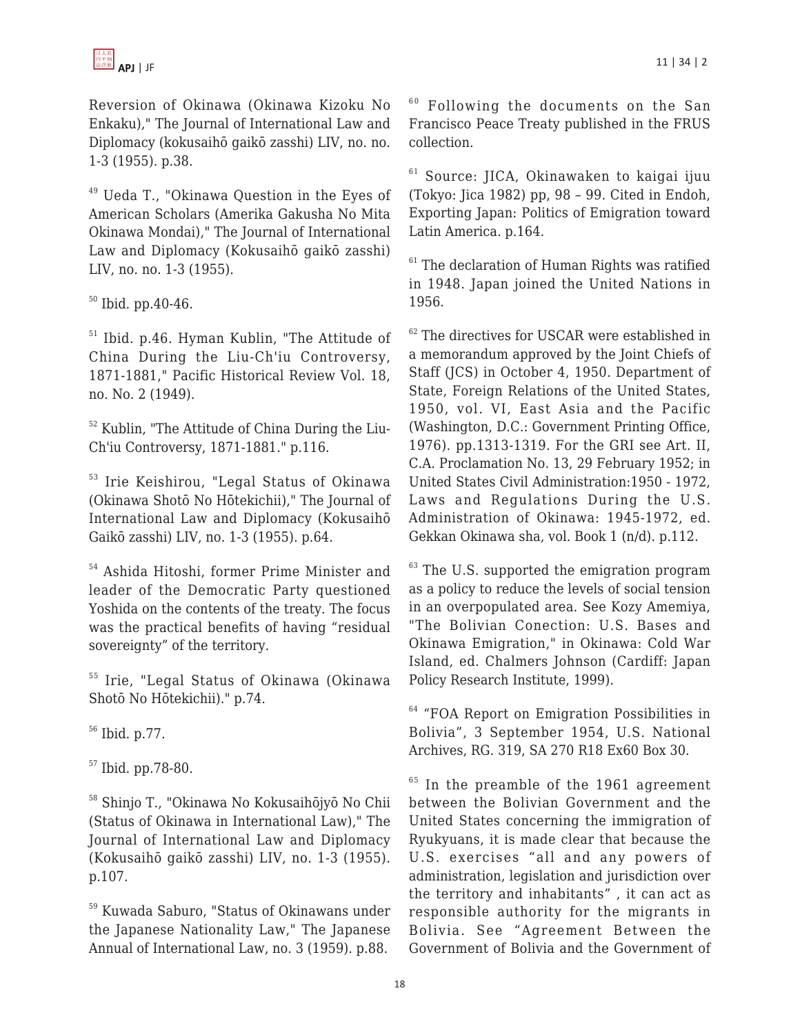Reversion of Okinawa (Okinawa Kizoku No Enkaku)," The Journal of International Law and Diplomacy (kokusaihō gaikō zasshi) LIV, no. no. 1-3 (1955). p.38.

[49] Ueda T., "Okinawa Question in the Eyes of American Scholars (Amerika Gakusha No Mita Okinawa Mondai)," The Journal of International Law and Diplomacy (Kokusaihō gaikō zasshi) LIV, no. no. 1-3 (1955).

[50] Ibid. pp.40-46.

[51] Ibid. p.46. Hyman Kublin, "The Attitude of China During the Liu-Ch'iu Controversy, 1871-1881," Pacific Historical Review Vol. 18, no. No. 2 (1949).

[52] Kublin, "The Attitude of China During the Liu-Ch'iu Controversy, 1871-1881." p.116.

[53] Irie Keishirou, "Legal Status of Okinawa (Okinawa Shotō No Hōtekichii)," The Journal of International Law and Diplomacy (Kokusaihō Gaikō zasshi) LIV, no. 1-3 (1955). p.64.

[54] Ashida Hitoshi, former Prime Minister and leader of the Democratic Party questioned Yoshida on the contents of the treaty. The focus was the practical benefits of having "residual sovereignty" of the territory.

[55] Irie, "Legal Status of Okinawa (Okinawa Shotō No Hōtekichii)." p.74.

[56] Ibid. p.77.

[57] Ibid. pp.78-80.

[58] Shinjo T., "Okinawa No Kokusaihōjyō No Chii (Status of Okinawa in International Law)," The Journal of International Law and Diplomacy (Kokusaihō gaikō zasshi) LIV, no. 1-3 (1955). p.107.

[59] Kuwada Saburo, "Status of Okinawans under the Japanese Nationality Law," The Japanese Annual of International Law, no. 3 (1959). p.88.

[60] Following the documents on the San Francisco Peace Treaty published in the FRUS collection.

[61] Source: JICA, Okinawaken to kaigai ijuu (Tokyo: Jica 1982) pp, 98 – 99. Cited in Endoh, Exporting Japan: Politics of Emigration toward Latin America. p.164.

[61] The declaration of Human Rights was ratified in 1948. Japan joined the United Nations in 1956.

[62] The directives for USCAR were established in a memorandum approved by the Joint Chiefs of Staff (JCS) in October 4, 1950. Department of State, Foreign Relations of the United States, 1950, vol. VI, East Asia and the Pacific (Washington, D.C.: Government Printing Office, 1976). pp.1313-1319. For the GRI see Art. II, C.A. Proclamation No. 13, 29 February 1952; in United States Civil Administration:1950 - 1972, Laws and Regulations During the U.S. Administration of Okinawa: 1945-1972, ed. Gekkan Okinawa sha, vol. Book 1 (n/d). p.112.

[63] The U.S. supported the emigration program as a policy to reduce the levels of social tension in an overpopulated area. See Kozy Amemiya, "The Bolivian Conection: U.S. Bases and Okinawa Emigration," in Okinawa: Cold War Island, ed. Chalmers Johnson (Cardiff: Japan Policy Research Institute, 1999).

[64] "FOA Report on Emigration Possibilities in Bolivia", 3 September 1954, U.S. National Archives, RG. 319, SA 270 R18 Ex60 Box 30.

[65] In the preamble of the 1961 agreement between the Bolivian Government and the United States concerning the immigration of Ryukyuans, it is made clear that because the U.S. exercises "all and any powers of administration, legislation and jurisdiction over the territory and inhabitants" , it can act as responsible authority for the migrants in Bolivia. See "Agreement Between the Government of Bolivia and the Government of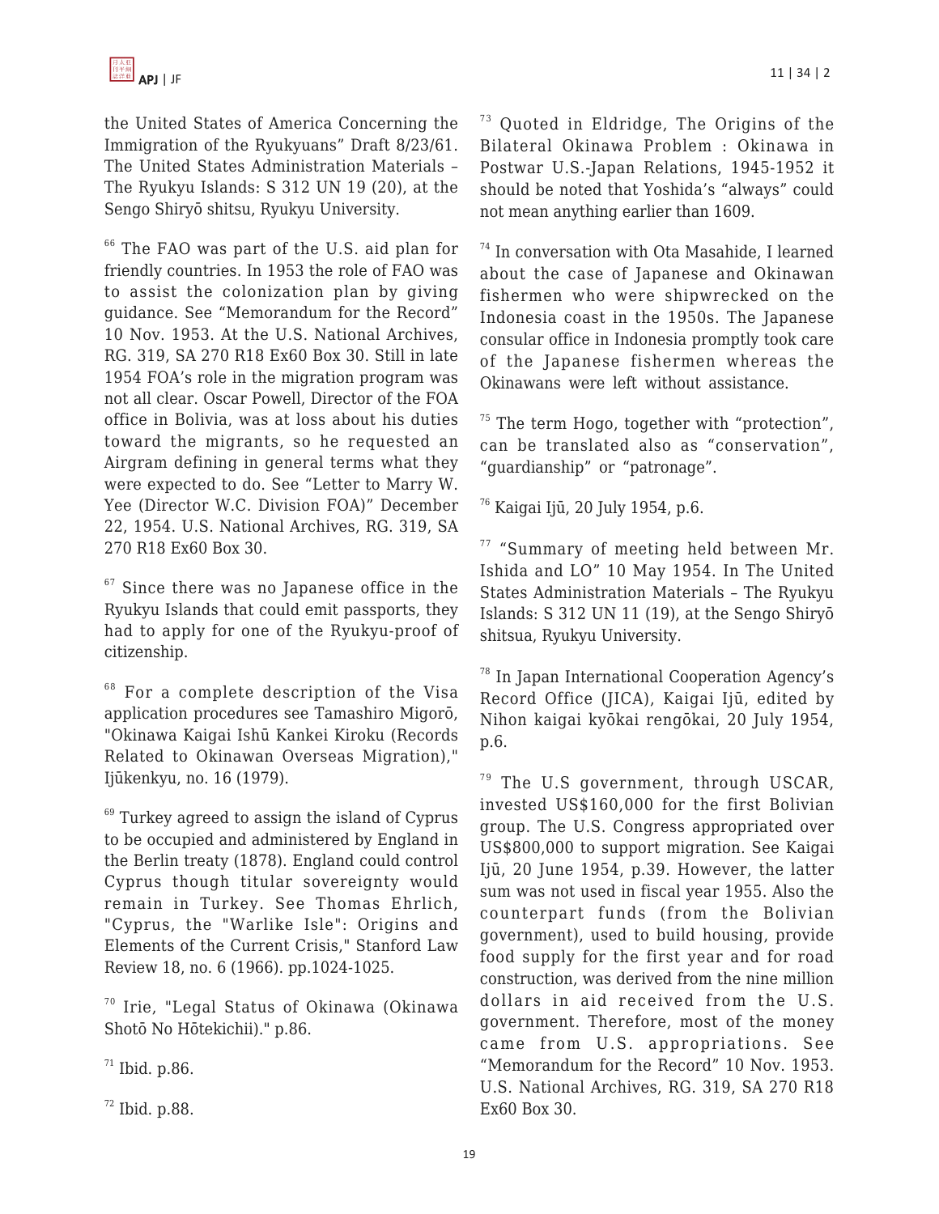the United States of America Concerning the Immigration of the Ryukyuans" Draft 8/23/61. The United States Administration Materials – The Ryukyu Islands: S 312 UN 19 (20), at the Sengo Shiryō shitsu, Ryukyu University.

[66] The FAO was part of the U.S. aid plan for friendly countries. In 1953 the role of FAO was to assist the colonization plan by giving guidance. See "Memorandum for the Record" 10 Nov. 1953. At the U.S. National Archives, RG. 319, SA 270 R18 Ex60 Box 30. Still in late 1954 FOA's role in the migration program was not all clear. Oscar Powell, Director of the FOA office in Bolivia, was at loss about his duties toward the migrants, so he requested an Airgram defining in general terms what they were expected to do. See "Letter to Marry W. Yee (Director W.C. Division FOA)" December 22, 1954. U.S. National Archives, RG. 319, SA 270 R18 Ex60 Box 30.

[67] Since there was no Japanese office in the Ryukyu Islands that could emit passports, they had to apply for one of the Ryukyu-proof of citizenship.

[68] For a complete description of the Visa application procedures see Tamashiro Migorō, "Okinawa Kaigai Ishū Kankei Kiroku (Records Related to Okinawan Overseas Migration)," Ijūkenkyu, no. 16 (1979).

[69] Turkey agreed to assign the island of Cyprus to be occupied and administered by England in the Berlin treaty (1878). England could control Cyprus though titular sovereignty would remain in Turkey. See Thomas Ehrlich, "Cyprus, the "Warlike Isle": Origins and Elements of the Current Crisis," Stanford Law Review 18, no. 6 (1966). pp.1024-1025.

[70] Irie, "Legal Status of Okinawa (Okinawa Shotō No Hōtekichii)." p.86.

[71] Ibid. p.86.

[72] Ibid. p.88.

[73] Quoted in Eldridge, The Origins of the Bilateral Okinawa Problem : Okinawa in Postwar U.S.-Japan Relations, 1945-1952 it should be noted that Yoshida's "always" could not mean anything earlier than 1609.

[74] In conversation with Ota Masahide, I learned about the case of Japanese and Okinawan fishermen who were shipwrecked on the Indonesia coast in the 1950s. The Japanese consular office in Indonesia promptly took care of the Japanese fishermen whereas the Okinawans were left without assistance.

[75] The term Hogo, together with "protection", can be translated also as "conservation", "guardianship" or "patronage".

[76] Kaigai Ijū, 20 July 1954, p.6.

[77] "Summary of meeting held between Mr. Ishida and LO" 10 May 1954. In The United States Administration Materials – The Ryukyu Islands: S 312 UN 11 (19), at the Sengo Shiryō shitsua, Ryukyu University.

[78] In Japan International Cooperation Agency's Record Office (JICA), Kaigai Ijū, edited by Nihon kaigai kyōkai rengōkai, 20 July 1954, p.6.

[79] The U.S government, through USCAR, invested US$160,000 for the first Bolivian group. The U.S. Congress appropriated over US$800,000 to support migration. See Kaigai Ijū, 20 June 1954, p.39. However, the latter sum was not used in fiscal year 1955. Also the counterpart funds (from the Bolivian government), used to build housing, provide food supply for the first year and for road construction, was derived from the nine million dollars in aid received from the U.S. government. Therefore, most of the money came from U.S. appropriations. See "Memorandum for the Record" 10 Nov. 1953. U.S. National Archives, RG. 319, SA 270 R18 Ex60 Box 30.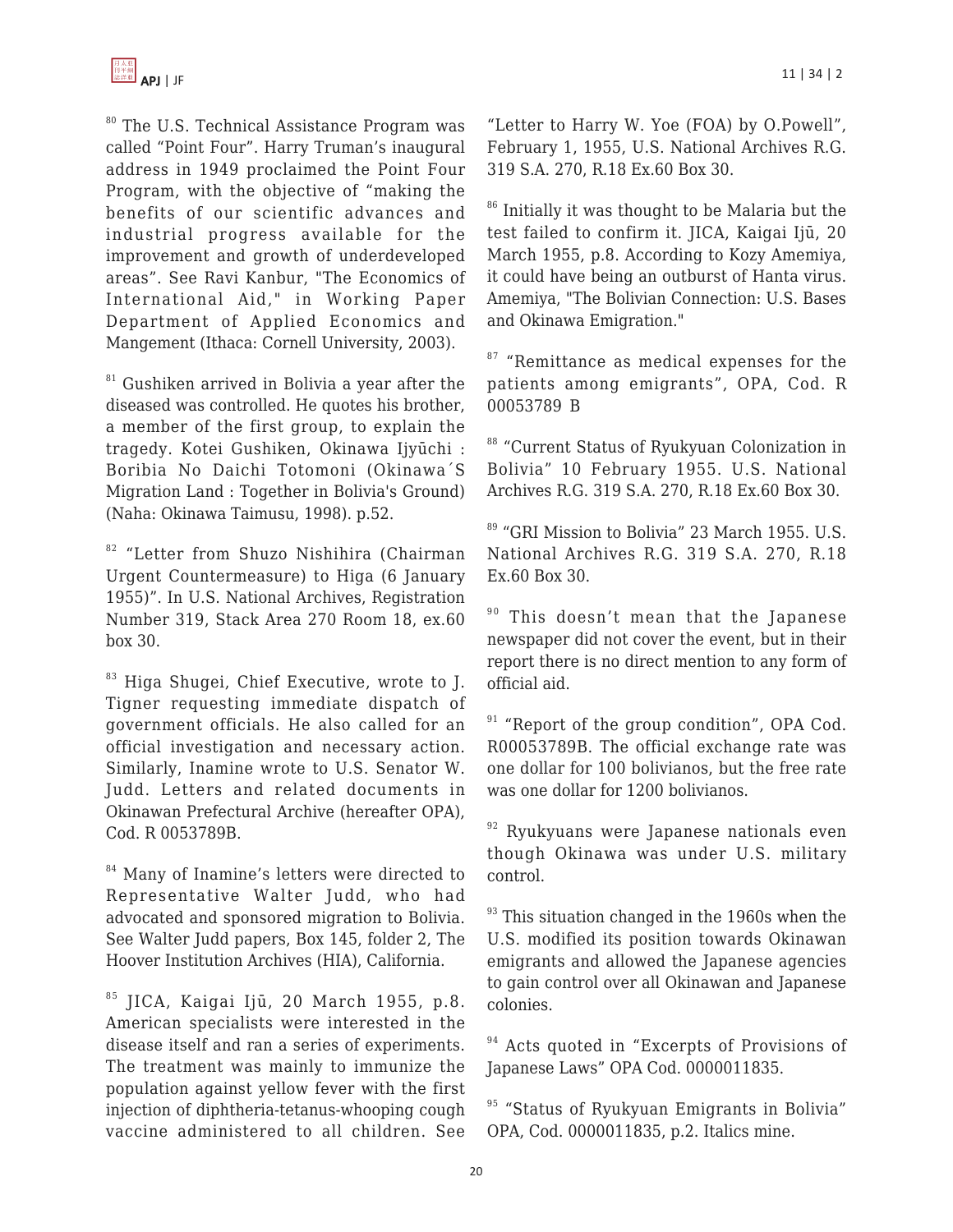[80] The U.S. Technical Assistance Program was called "Point Four". Harry Truman's inaugural address in 1949 proclaimed the Point Four Program, with the objective of "making the benefits of our scientific advances and industrial progress available for the improvement and growth of underdeveloped areas". See Ravi Kanbur, "The Economics of International Aid," in Working Paper Department of Applied Economics and Mangement (Ithaca: Cornell University, 2003).

[81] Gushiken arrived in Bolivia a year after the diseased was controlled. He quotes his brother, a member of the first group, to explain the tragedy. Kotei Gushiken, Okinawa Ijyūchi : Boribia No Daichi Totomoni (Okinawa´S Migration Land : Together in Bolivia's Ground) (Naha: Okinawa Taimusu, 1998). p.52.

[82] "Letter from Shuzo Nishihira (Chairman Urgent Countermeasure) to Higa (6 January 1955)". In U.S. National Archives, Registration Number 319, Stack Area 270 Room 18, ex.60 box 30.

[83] Higa Shugei, Chief Executive, wrote to J. Tigner requesting immediate dispatch of government officials. He also called for an official investigation and necessary action. Similarly, Inamine wrote to U.S. Senator W. Judd. Letters and related documents in Okinawan Prefectural Archive (hereafter OPA), Cod. R 0053789B.

[84] Many of Inamine's letters were directed to Representative Walter Judd, who had advocated and sponsored migration to Bolivia. See Walter Judd papers, Box 145, folder 2, The Hoover Institution Archives (HIA), California.

[85] JICA, Kaigai Ijū, 20 March 1955, p.8. American specialists were interested in the disease itself and ran a series of experiments. The treatment was mainly to immunize the population against yellow fever with the first injection of diphtheria-tetanus-whooping cough vaccine administered to all children. See "Letter to Harry W. Yoe (FOA) by O.Powell", February 1, 1955, U.S. National Archives R.G. 319 S.A. 270, R.18 Ex.60 Box 30.

[86] Initially it was thought to be Malaria but the test failed to confirm it. JICA, Kaigai Ijū, 20 March 1955, p.8. According to Kozy Amemiya, it could have being an outburst of Hanta virus. Amemiya, "The Bolivian Connection: U.S. Bases and Okinawa Emigration."

[87] "Remittance as medical expenses for the patients among emigrants", OPA, Cod. R 00053789 B

[88] "Current Status of Ryukyuan Colonization in Bolivia" 10 February 1955. U.S. National Archives R.G. 319 S.A. 270, R.18 Ex.60 Box 30.

[89] "GRI Mission to Bolivia" 23 March 1955. U.S. National Archives R.G. 319 S.A. 270, R.18 Ex.60 Box 30.

[90] This doesn't mean that the Japanese newspaper did not cover the event, but in their report there is no direct mention to any form of official aid.

[91] "Report of the group condition", OPA Cod. R00053789B. The official exchange rate was one dollar for 100 bolivianos, but the free rate was one dollar for 1200 bolivianos.

[92] Ryukyuans were Japanese nationals even though Okinawa was under U.S. military control.

[93] This situation changed in the 1960s when the U.S. modified its position towards Okinawan emigrants and allowed the Japanese agencies to gain control over all Okinawan and Japanese colonies.

[94] Acts quoted in "Excerpts of Provisions of Japanese Laws" OPA Cod. 0000011835.

[95] "Status of Ryukyuan Emigrants in Bolivia" OPA, Cod. 0000011835, p.2. Italics mine.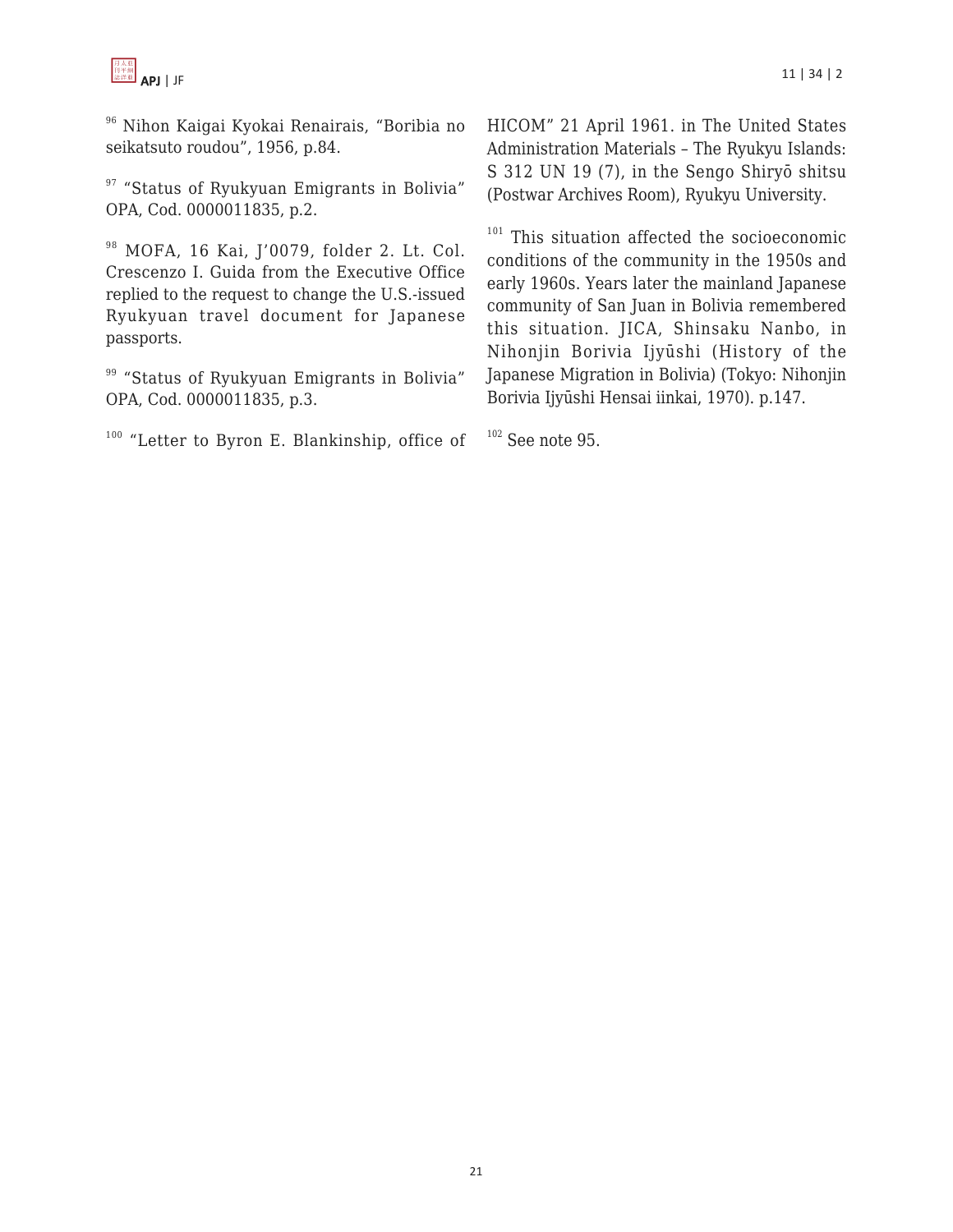[96] Nihon Kaigai Kyokai Renairais, "Boribia no seikatsuto roudou", 1956, p.84.

[97] "Status of Ryukyuan Emigrants in Bolivia" OPA, Cod. 0000011835, p.2.

[98] MOFA, 16 Kai, J'0079, folder 2. Lt. Col. Crescenzo I. Guida from the Executive Office replied to the request to change the U.S.-issued Ryukyuan travel document for Japanese passports.

[99] "Status of Ryukyuan Emigrants in Bolivia" OPA, Cod. 0000011835, p.3.

[100] "Letter to Byron E. Blankinship, office of HICOM" 21 April 1961. in The United States Administration Materials – The Ryukyu Islands: S 312 UN 19 (7), in the Sengo Shiryō shitsu (Postwar Archives Room), Ryukyu University.

[101] This situation affected the socioeconomic conditions of the community in the 1950s and early 1960s. Years later the mainland Japanese community of San Juan in Bolivia remembered this situation. JICA, Shinsaku Nanbo, in Nihonjin Borivia Ijyūshi (History of the Japanese Migration in Bolivia) (Tokyo: Nihonjin Borivia Ijyūshi Hensai iinkai, 1970). p.147.

[102] See note 95.